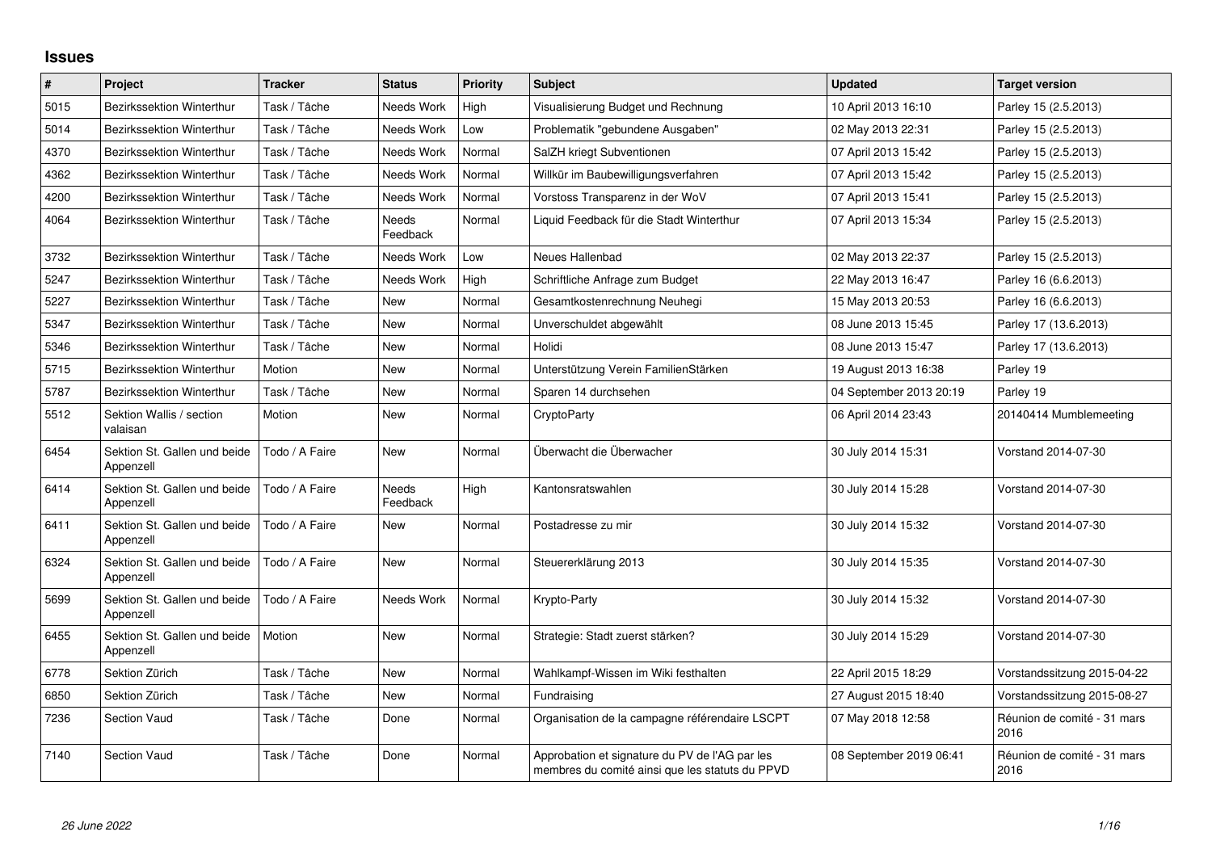# Issues

| # | Project | Tracker | Status | Priority | Subject | Updated | Target version |
|---|---|---|---|---|---|---|---|
| 5015 | Bezirkssektion Winterthur | Task / Tâche | Needs Work | High | Visualisierung Budget und Rechnung | 10 April 2013 16:10 | Parley 15 (2.5.2013) |
| 5014 | Bezirkssektion Winterthur | Task / Tâche | Needs Work | Low | Problematik "gebundene Ausgaben" | 02 May 2013 22:31 | Parley 15 (2.5.2013) |
| 4370 | Bezirkssektion Winterthur | Task / Tâche | Needs Work | Normal | SalZH kriegt Subventionen | 07 April 2013 15:42 | Parley 15 (2.5.2013) |
| 4362 | Bezirkssektion Winterthur | Task / Tâche | Needs Work | Normal | Willkür im Baubewilligungsverfahren | 07 April 2013 15:42 | Parley 15 (2.5.2013) |
| 4200 | Bezirkssektion Winterthur | Task / Tâche | Needs Work | Normal | Vorstoss Transparenz in der WoV | 07 April 2013 15:41 | Parley 15 (2.5.2013) |
| 4064 | Bezirkssektion Winterthur | Task / Tâche | Needs Feedback | Normal | Liquid Feedback für die Stadt Winterthur | 07 April 2013 15:34 | Parley 15 (2.5.2013) |
| 3732 | Bezirkssektion Winterthur | Task / Tâche | Needs Work | Low | Neues Hallenbad | 02 May 2013 22:37 | Parley 15 (2.5.2013) |
| 5247 | Bezirkssektion Winterthur | Task / Tâche | Needs Work | High | Schriftliche Anfrage zum Budget | 22 May 2013 16:47 | Parley 16 (6.6.2013) |
| 5227 | Bezirkssektion Winterthur | Task / Tâche | New | Normal | Gesamtkostenrechnung Neuhegi | 15 May 2013 20:53 | Parley 16 (6.6.2013) |
| 5347 | Bezirkssektion Winterthur | Task / Tâche | New | Normal | Unverschuldet abgewählt | 08 June 2013 15:45 | Parley 17 (13.6.2013) |
| 5346 | Bezirkssektion Winterthur | Task / Tâche | New | Normal | Holidi | 08 June 2013 15:47 | Parley 17 (13.6.2013) |
| 5715 | Bezirkssektion Winterthur | Motion | New | Normal | Unterstützung Verein FamilienStärken | 19 August 2013 16:38 | Parley 19 |
| 5787 | Bezirkssektion Winterthur | Task / Tâche | New | Normal | Sparen 14 durchsehen | 04 September 2013 20:19 | Parley 19 |
| 5512 | Sektion Wallis / section valaisan | Motion | New | Normal | CryptoParty | 06 April 2014 23:43 | 20140414 Mumblemeeting |
| 6454 | Sektion St. Gallen und beide Appenzell | Todo / A Faire | New | Normal | Überwacht die Überwacher | 30 July 2014 15:31 | Vorstand 2014-07-30 |
| 6414 | Sektion St. Gallen und beide Appenzell | Todo / A Faire | Needs Feedback | High | Kantonsratswahlen | 30 July 2014 15:28 | Vorstand 2014-07-30 |
| 6411 | Sektion St. Gallen und beide Appenzell | Todo / A Faire | New | Normal | Postadresse zu mir | 30 July 2014 15:32 | Vorstand 2014-07-30 |
| 6324 | Sektion St. Gallen und beide Appenzell | Todo / A Faire | New | Normal | Steuererklärung 2013 | 30 July 2014 15:35 | Vorstand 2014-07-30 |
| 5699 | Sektion St. Gallen und beide Appenzell | Todo / A Faire | Needs Work | Normal | Krypto-Party | 30 July 2014 15:32 | Vorstand 2014-07-30 |
| 6455 | Sektion St. Gallen und beide Appenzell | Motion | New | Normal | Strategie: Stadt zuerst stärken? | 30 July 2014 15:29 | Vorstand 2014-07-30 |
| 6778 | Sektion Zürich | Task / Tâche | New | Normal | Wahlkampf-Wissen im Wiki festhalten | 22 April 2015 18:29 | Vorstandssitzung 2015-04-22 |
| 6850 | Sektion Zürich | Task / Tâche | New | Normal | Fundraising | 27 August 2015 18:40 | Vorstandssitzung 2015-08-27 |
| 7236 | Section Vaud | Task / Tâche | Done | Normal | Organisation de la campagne référendaire LSCPT | 07 May 2018 12:58 | Réunion de comité - 31 mars 2016 |
| 7140 | Section Vaud | Task / Tâche | Done | Normal | Approbation et signature du PV de l'AG par les membres du comité ainsi que les statuts du PPVD | 08 September 2019 06:41 | Réunion de comité - 31 mars 2016 |

*26 June 2022*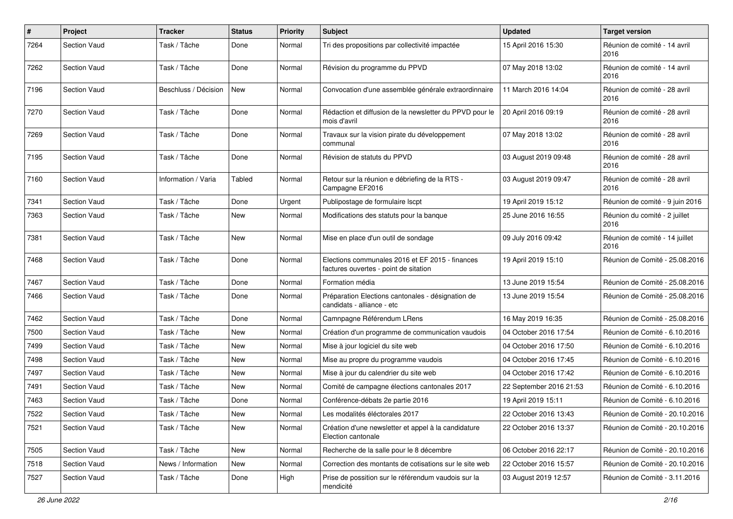| # | Project | Tracker | Status | Priority | Subject | Updated | Target version |
|---|---|---|---|---|---|---|---|
| 7264 | Section Vaud | Task / Tâche | Done | Normal | Tri des propositions par collectivité impactée | 15 April 2016 15:30 | Réunion de comité - 14 avril 2016 |
| 7262 | Section Vaud | Task / Tâche | Done | Normal | Révision du programme du PPVD | 07 May 2018 13:02 | Réunion de comité - 14 avril 2016 |
| 7196 | Section Vaud | Beschluss / Décision | New | Normal | Convocation d'une assemblée générale extraordinnaire | 11 March 2016 14:04 | Réunion de comité - 28 avril 2016 |
| 7270 | Section Vaud | Task / Tâche | Done | Normal | Rédaction et diffusion de la newsletter du PPVD pour le mois d'avril | 20 April 2016 09:19 | Réunion de comité - 28 avril 2016 |
| 7269 | Section Vaud | Task / Tâche | Done | Normal | Travaux sur la vision pirate du développement communal | 07 May 2018 13:02 | Réunion de comité - 28 avril 2016 |
| 7195 | Section Vaud | Task / Tâche | Done | Normal | Révision de statuts du PPVD | 03 August 2019 09:48 | Réunion de comité - 28 avril 2016 |
| 7160 | Section Vaud | Information / Varia | Tabled | Normal | Retour sur la réunion e débriefing de la RTS - Campagne EF2016 | 03 August 2019 09:47 | Réunion de comité - 28 avril 2016 |
| 7341 | Section Vaud | Task / Tâche | Done | Urgent | Publipostage de formulaire lscpt | 19 April 2019 15:12 | Réunion de comité - 9 juin 2016 |
| 7363 | Section Vaud | Task / Tâche | New | Normal | Modifications des statuts pour la banque | 25 June 2016 16:55 | Réunion du comité - 2 juillet 2016 |
| 7381 | Section Vaud | Task / Tâche | New | Normal | Mise en place d'un outil de sondage | 09 July 2016 09:42 | Réunion de comité - 14 juillet 2016 |
| 7468 | Section Vaud | Task / Tâche | Done | Normal | Elections communales 2016 et EF 2015 - finances factures ouvertes - point de sitation | 19 April 2019 15:10 | Réunion de Comité - 25.08.2016 |
| 7467 | Section Vaud | Task / Tâche | Done | Normal | Formation média | 13 June 2019 15:54 | Réunion de Comité - 25.08.2016 |
| 7466 | Section Vaud | Task / Tâche | Done | Normal | Préparation Elections cantonales - désignation de candidats - alliance - etc | 13 June 2019 15:54 | Réunion de Comité - 25.08.2016 |
| 7462 | Section Vaud | Task / Tâche | Done | Normal | Camnpagne Référendum LRens | 16 May 2019 16:35 | Réunion de Comité - 25.08.2016 |
| 7500 | Section Vaud | Task / Tâche | New | Normal | Création d'un programme de communication vaudois | 04 October 2016 17:54 | Réunion de Comité - 6.10.2016 |
| 7499 | Section Vaud | Task / Tâche | New | Normal | Mise à jour logiciel du site web | 04 October 2016 17:50 | Réunion de Comité - 6.10.2016 |
| 7498 | Section Vaud | Task / Tâche | New | Normal | Mise au propre du programme vaudois | 04 October 2016 17:45 | Réunion de Comité - 6.10.2016 |
| 7497 | Section Vaud | Task / Tâche | New | Normal | Mise à jour du calendrier du site web | 04 October 2016 17:42 | Réunion de Comité - 6.10.2016 |
| 7491 | Section Vaud | Task / Tâche | New | Normal | Comité de campagne élections cantonales 2017 | 22 September 2016 21:53 | Réunion de Comité - 6.10.2016 |
| 7463 | Section Vaud | Task / Tâche | Done | Normal | Conférence-débats 2e partie 2016 | 19 April 2019 15:11 | Réunion de Comité - 6.10.2016 |
| 7522 | Section Vaud | Task / Tâche | New | Normal | Les modalités éléctorales 2017 | 22 October 2016 13:43 | Réunion de Comité - 20.10.2016 |
| 7521 | Section Vaud | Task / Tâche | New | Normal | Création d'une newsletter et appel à la candidature Election cantonale | 22 October 2016 13:37 | Réunion de Comité - 20.10.2016 |
| 7505 | Section Vaud | Task / Tâche | New | Normal | Recherche de la salle pour le 8 décembre | 06 October 2016 22:17 | Réunion de Comité - 20.10.2016 |
| 7518 | Section Vaud | News / Information | New | Normal | Correction des montants de cotisations sur le site web | 22 October 2016 15:57 | Réunion de Comité - 20.10.2016 |
| 7527 | Section Vaud | Task / Tâche | Done | High | Prise de possition sur le référendum vaudois sur la mendicité | 03 August 2019 12:57 | Réunion de Comité - 3.11.2016 |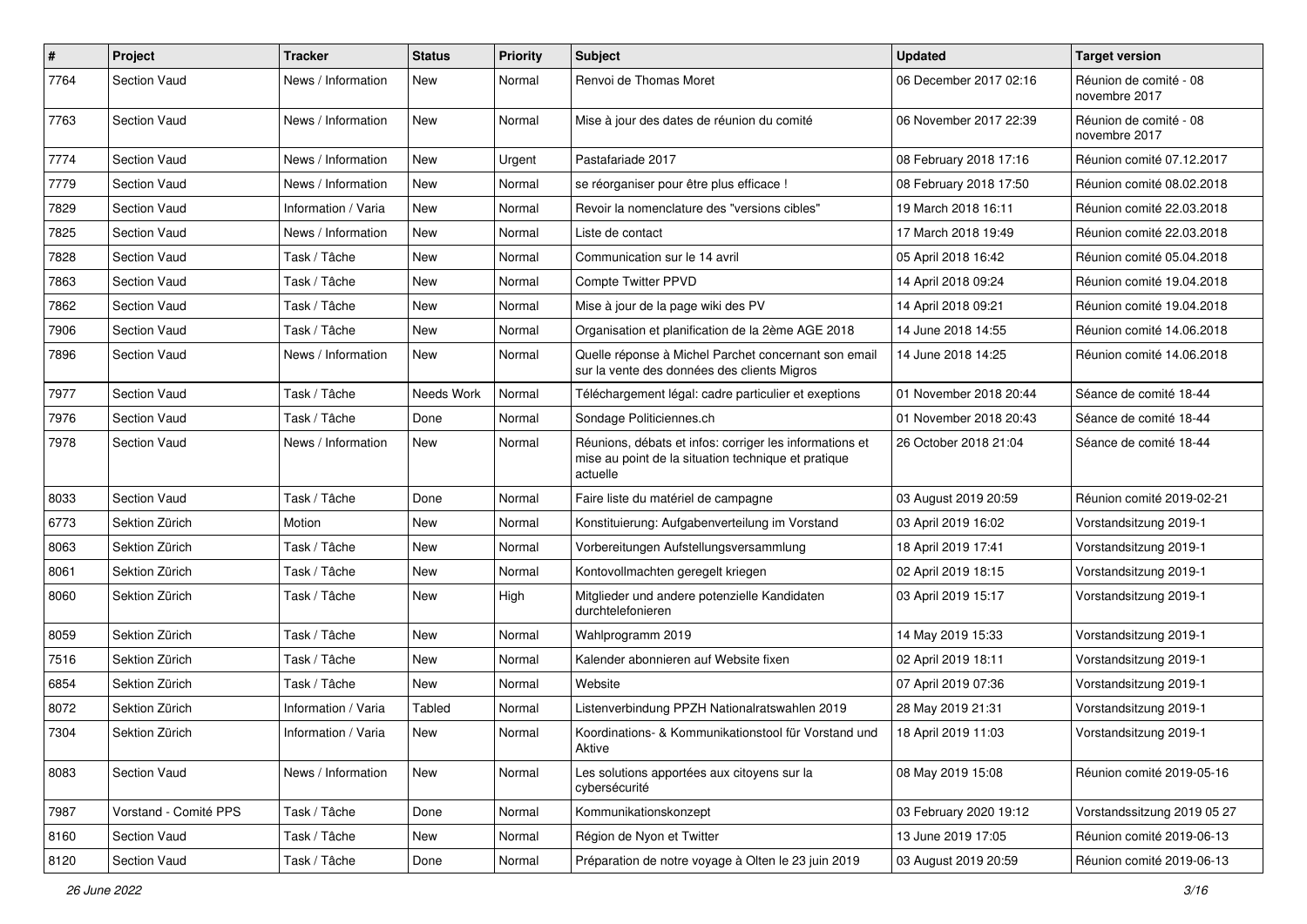| # | Project | Tracker | Status | Priority | Subject | Updated | Target version |
|---|---|---|---|---|---|---|---|
| 7764 | Section Vaud | News / Information | New | Normal | Renvoi de Thomas Moret | 06 December 2017 02:16 | Réunion de comité - 08 novembre 2017 |
| 7763 | Section Vaud | News / Information | New | Normal | Mise à jour des dates de réunion du comité | 06 November 2017 22:39 | Réunion de comité - 08 novembre 2017 |
| 7774 | Section Vaud | News / Information | New | Urgent | Pastafariade 2017 | 08 February 2018 17:16 | Réunion comité 07.12.2017 |
| 7779 | Section Vaud | News / Information | New | Normal | se réorganiser pour être plus efficace ! | 08 February 2018 17:50 | Réunion comité 08.02.2018 |
| 7829 | Section Vaud | Information / Varia | New | Normal | Revoir la nomenclature des "versions cibles" | 19 March 2018 16:11 | Réunion comité 22.03.2018 |
| 7825 | Section Vaud | News / Information | New | Normal | Liste de contact | 17 March 2018 19:49 | Réunion comité 22.03.2018 |
| 7828 | Section Vaud | Task / Tâche | New | Normal | Communication sur le 14 avril | 05 April 2018 16:42 | Réunion comité 05.04.2018 |
| 7863 | Section Vaud | Task / Tâche | New | Normal | Compte Twitter PPVD | 14 April 2018 09:24 | Réunion comité 19.04.2018 |
| 7862 | Section Vaud | Task / Tâche | New | Normal | Mise à jour de la page wiki des PV | 14 April 2018 09:21 | Réunion comité 19.04.2018 |
| 7906 | Section Vaud | Task / Tâche | New | Normal | Organisation et planification de la 2ème AGE 2018 | 14 June 2018 14:55 | Réunion comité 14.06.2018 |
| 7896 | Section Vaud | News / Information | New | Normal | Quelle réponse à Michel Parchet concernant son email sur la vente des données des clients Migros | 14 June 2018 14:25 | Réunion comité 14.06.2018 |
| 7977 | Section Vaud | Task / Tâche | Needs Work | Normal | Téléchargement légal: cadre particulier et exeptions | 01 November 2018 20:44 | Séance de comité 18-44 |
| 7976 | Section Vaud | Task / Tâche | Done | Normal | Sondage Politiciennes.ch | 01 November 2018 20:43 | Séance de comité 18-44 |
| 7978 | Section Vaud | News / Information | New | Normal | Réunions, débats et infos: corriger les informations et mise au point de la situation technique et pratique actuelle | 26 October 2018 21:04 | Séance de comité 18-44 |
| 8033 | Section Vaud | Task / Tâche | Done | Normal | Faire liste du matériel de campagne | 03 August 2019 20:59 | Réunion comité 2019-02-21 |
| 6773 | Sektion Zürich | Motion | New | Normal | Konstituierung: Aufgabenverteilung im Vorstand | 03 April 2019 16:02 | Vorstandsitzung 2019-1 |
| 8063 | Sektion Zürich | Task / Tâche | New | Normal | Vorbereitungen Aufstellungsversammlung | 18 April 2019 17:41 | Vorstandsitzung 2019-1 |
| 8061 | Sektion Zürich | Task / Tâche | New | Normal | Kontovollmachten geregelt kriegen | 02 April 2019 18:15 | Vorstandsitzung 2019-1 |
| 8060 | Sektion Zürich | Task / Tâche | New | High | Mitglieder und andere potenzielle Kandidaten durchtelefonieren | 03 April 2019 15:17 | Vorstandsitzung 2019-1 |
| 8059 | Sektion Zürich | Task / Tâche | New | Normal | Wahlprogramm 2019 | 14 May 2019 15:33 | Vorstandsitzung 2019-1 |
| 7516 | Sektion Zürich | Task / Tâche | New | Normal | Kalender abonnieren auf Website fixen | 02 April 2019 18:11 | Vorstandsitzung 2019-1 |
| 6854 | Sektion Zürich | Task / Tâche | New | Normal | Website | 07 April 2019 07:36 | Vorstandsitzung 2019-1 |
| 8072 | Sektion Zürich | Information / Varia | Tabled | Normal | Listenverbindung PPZH Nationalratswahlen 2019 | 28 May 2019 21:31 | Vorstandsitzung 2019-1 |
| 7304 | Sektion Zürich | Information / Varia | New | Normal | Koordinations- & Kommunikationstool für Vorstand und Aktive | 18 April 2019 11:03 | Vorstandsitzung 2019-1 |
| 8083 | Section Vaud | News / Information | New | Normal | Les solutions apportées aux citoyens sur la cybersécurité | 08 May 2019 15:08 | Réunion comité 2019-05-16 |
| 7987 | Vorstand - Comité PPS | Task / Tâche | Done | Normal | Kommunikationskonzept | 03 February 2020 19:12 | Vorstandssitzung 2019 05 27 |
| 8160 | Section Vaud | Task / Tâche | New | Normal | Région de Nyon et Twitter | 13 June 2019 17:05 | Réunion comité 2019-06-13 |
| 8120 | Section Vaud | Task / Tâche | Done | Normal | Préparation de notre voyage à Olten le 23 juin 2019 | 03 August 2019 20:59 | Réunion comité 2019-06-13 |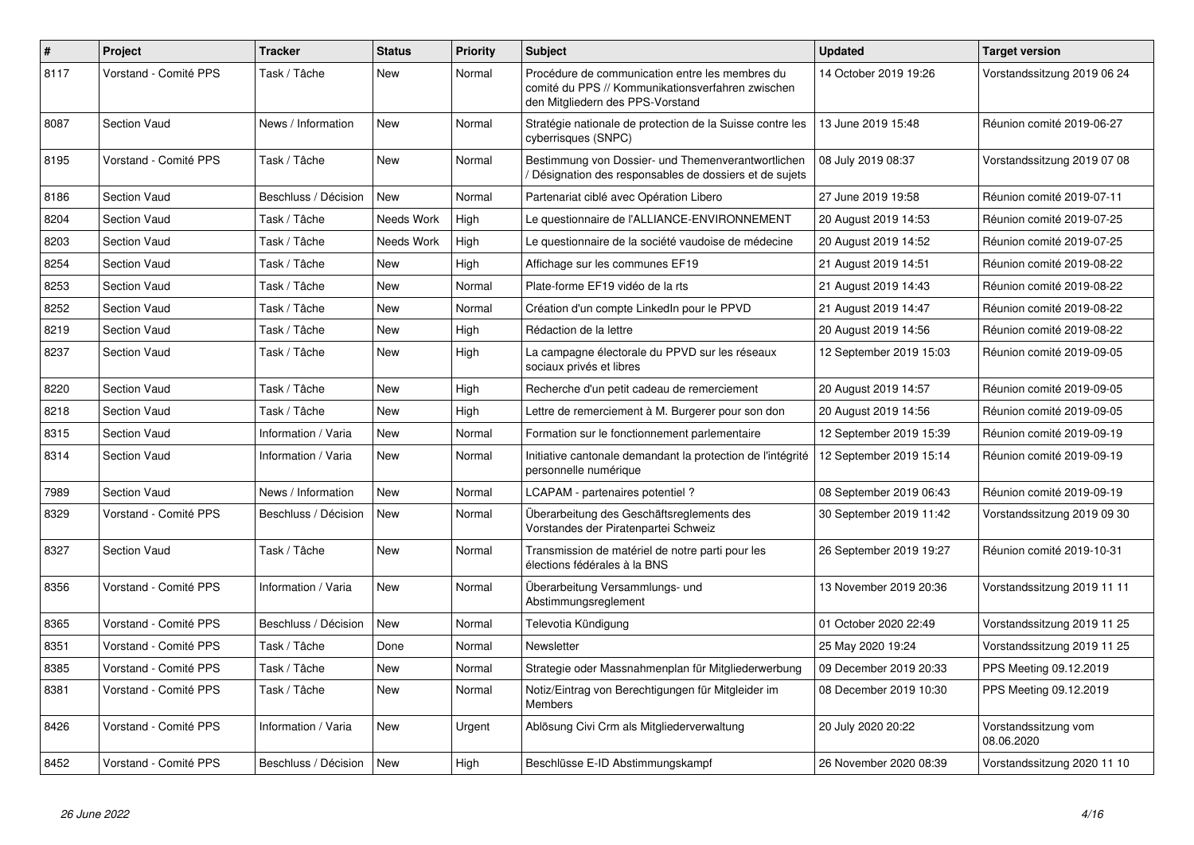| # | Project | Tracker | Status | Priority | Subject | Updated | Target version |
|---|---|---|---|---|---|---|---|
| 8117 | Vorstand - Comité PPS | Task / Tâche | New | Normal | Procédure de communication entre les membres du comité du PPS // Kommunikationsverfahren zwischen den Mitgliedern des PPS-Vorstand | 14 October 2019 19:26 | Vorstandssitzung 2019 06 24 |
| 8087 | Section Vaud | News / Information | New | Normal | Stratégie nationale de protection de la Suisse contre les cyberrisques (SNPC) | 13 June 2019 15:48 | Réunion comité 2019-06-27 |
| 8195 | Vorstand - Comité PPS | Task / Tâche | New | Normal | Bestimmung von Dossier- und Themenverantwortlichen / Désignation des responsables de dossiers et de sujets | 08 July 2019 08:37 | Vorstandssitzung 2019 07 08 |
| 8186 | Section Vaud | Beschluss / Décision | New | Normal | Partenariat ciblé avec Opération Libero | 27 June 2019 19:58 | Réunion comité 2019-07-11 |
| 8204 | Section Vaud | Task / Tâche | Needs Work | High | Le questionnaire de l'ALLIANCE-ENVIRONNEMENT | 20 August 2019 14:53 | Réunion comité 2019-07-25 |
| 8203 | Section Vaud | Task / Tâche | Needs Work | High | Le questionnaire de la société vaudoise de médecine | 20 August 2019 14:52 | Réunion comité 2019-07-25 |
| 8254 | Section Vaud | Task / Tâche | New | High | Affichage sur les communes EF19 | 21 August 2019 14:51 | Réunion comité 2019-08-22 |
| 8253 | Section Vaud | Task / Tâche | New | Normal | Plate-forme EF19 vidéo de la rts | 21 August 2019 14:43 | Réunion comité 2019-08-22 |
| 8252 | Section Vaud | Task / Tâche | New | Normal | Création d'un compte LinkedIn pour le PPVD | 21 August 2019 14:47 | Réunion comité 2019-08-22 |
| 8219 | Section Vaud | Task / Tâche | New | High | Rédaction de la lettre | 20 August 2019 14:56 | Réunion comité 2019-08-22 |
| 8237 | Section Vaud | Task / Tâche | New | High | La campagne électorale du PPVD sur les réseaux sociaux privés et libres | 12 September 2019 15:03 | Réunion comité 2019-09-05 |
| 8220 | Section Vaud | Task / Tâche | New | High | Recherche d'un petit cadeau de remerciement | 20 August 2019 14:57 | Réunion comité 2019-09-05 |
| 8218 | Section Vaud | Task / Tâche | New | High | Lettre de remerciement à M. Burgerer pour son don | 20 August 2019 14:56 | Réunion comité 2019-09-05 |
| 8315 | Section Vaud | Information / Varia | New | Normal | Formation sur le fonctionnement parlementaire | 12 September 2019 15:39 | Réunion comité 2019-09-19 |
| 8314 | Section Vaud | Information / Varia | New | Normal | Initiative cantonale demandant la protection de l'intégrité personnelle numérique | 12 September 2019 15:14 | Réunion comité 2019-09-19 |
| 7989 | Section Vaud | News / Information | New | Normal | LCAPAM - partenaires potentiel ? | 08 September 2019 06:43 | Réunion comité 2019-09-19 |
| 8329 | Vorstand - Comité PPS | Beschluss / Décision | New | Normal | Überarbeitung des Geschäftsreglements des Vorstandes der Piratenpartei Schweiz | 30 September 2019 11:42 | Vorstandssitzung 2019 09 30 |
| 8327 | Section Vaud | Task / Tâche | New | Normal | Transmission de matériel de notre parti pour les élections fédérales à la BNS | 26 September 2019 19:27 | Réunion comité 2019-10-31 |
| 8356 | Vorstand - Comité PPS | Information / Varia | New | Normal | Überarbeitung Versammlungs- und Abstimmungsreglement | 13 November 2019 20:36 | Vorstandssitzung 2019 11 11 |
| 8365 | Vorstand - Comité PPS | Beschluss / Décision | New | Normal | Televotia Kündigung | 01 October 2020 22:49 | Vorstandssitzung 2019 11 25 |
| 8351 | Vorstand - Comité PPS | Task / Tâche | Done | Normal | Newsletter | 25 May 2020 19:24 | Vorstandssitzung 2019 11 25 |
| 8385 | Vorstand - Comité PPS | Task / Tâche | New | Normal | Strategie oder Massnahmenplan für Mitgliederwerbung | 09 December 2019 20:33 | PPS Meeting 09.12.2019 |
| 8381 | Vorstand - Comité PPS | Task / Tâche | New | Normal | Notiz/Eintrag von Berechtigungen für Mitgleider im Members | 08 December 2019 10:30 | PPS Meeting 09.12.2019 |
| 8426 | Vorstand - Comité PPS | Information / Varia | New | Urgent | Ablösung Civi Crm als Mitgliederverwaltung | 20 July 2020 20:22 | Vorstandssitzung vom 08.06.2020 |
| 8452 | Vorstand - Comité PPS | Beschluss / Décision | New | High | Beschlüsse E-ID Abstimmungskampf | 26 November 2020 08:39 | Vorstandssitzung 2020 11 10 |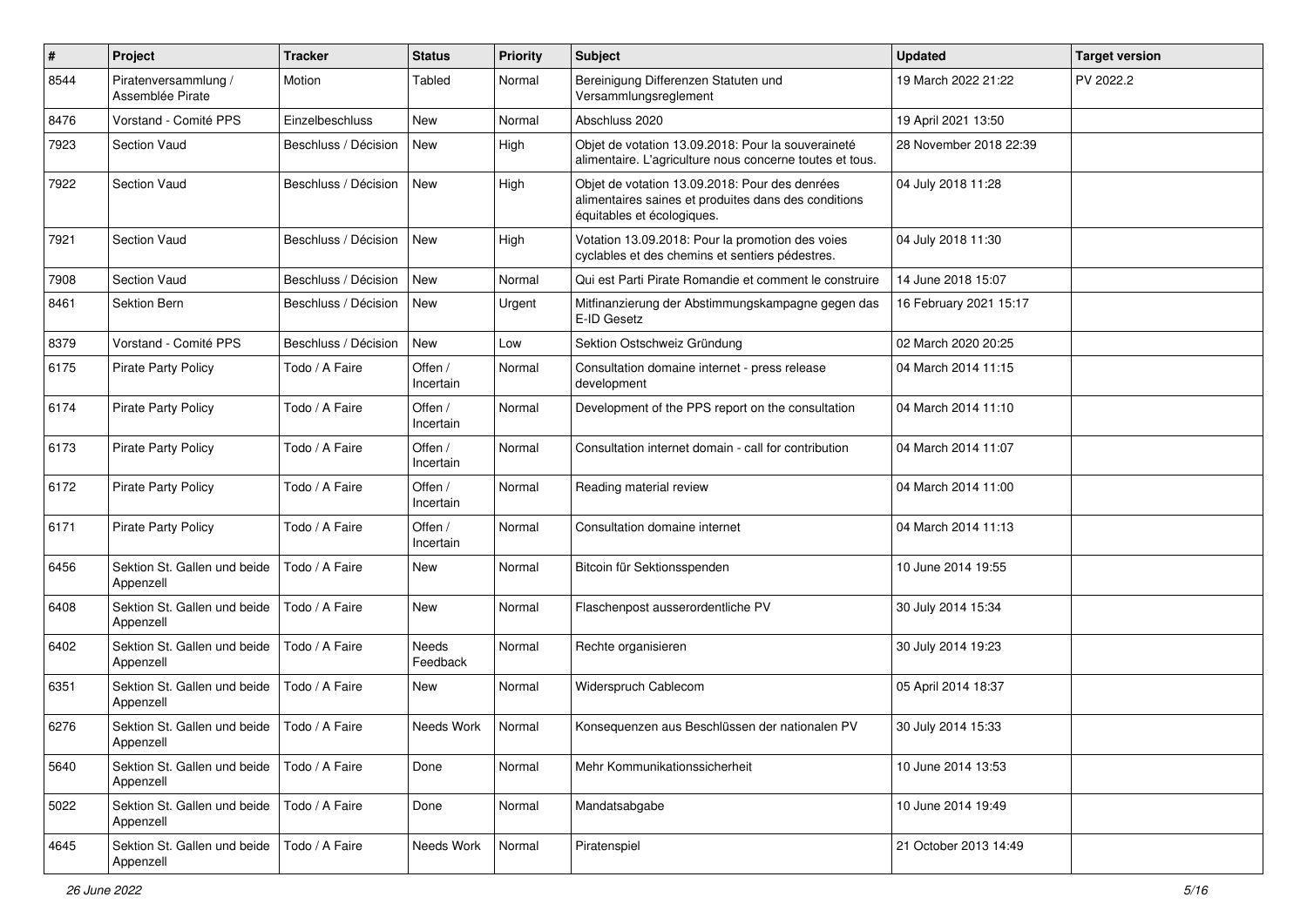| # | Project | Tracker | Status | Priority | Subject | Updated | Target version |
|---|---|---|---|---|---|---|---|
| 8544 | Piratenversammlung / Assemblée Pirate | Motion | Tabled | Normal | Bereinigung Differenzen Statuten und Versammlungsreglement | 19 March 2022 21:22 | PV 2022.2 |
| 8476 | Vorstand - Comité PPS | Einzelbeschluss | New | Normal | Abschluss 2020 | 19 April 2021 13:50 | |
| 7923 | Section Vaud | Beschluss / Décision | New | High | Objet de votation 13.09.2018: Pour la souveraineté alimentaire. L'agriculture nous concerne toutes et tous. | 28 November 2018 22:39 | |
| 7922 | Section Vaud | Beschluss / Décision | New | High | Objet de votation 13.09.2018: Pour des denrées alimentaires saines et produites dans des conditions équitables et écologiques. | 04 July 2018 11:28 | |
| 7921 | Section Vaud | Beschluss / Décision | New | High | Votation 13.09.2018: Pour la promotion des voies cyclables et des chemins et sentiers pédestres. | 04 July 2018 11:30 | |
| 7908 | Section Vaud | Beschluss / Décision | New | Normal | Qui est Parti Pirate Romandie et comment le construire | 14 June 2018 15:07 | |
| 8461 | Sektion Bern | Beschluss / Décision | New | Urgent | Mitfinanzierung der Abstimmungskampagne gegen das E-ID Gesetz | 16 February 2021 15:17 | |
| 8379 | Vorstand - Comité PPS | Beschluss / Décision | New | Low | Sektion Ostschweiz Gründung | 02 March 2020 20:25 | |
| 6175 | Pirate Party Policy | Todo / A Faire | Offen / Incertain | Normal | Consultation domaine internet - press release development | 04 March 2014 11:15 | |
| 6174 | Pirate Party Policy | Todo / A Faire | Offen / Incertain | Normal | Development of the PPS report on the consultation | 04 March 2014 11:10 | |
| 6173 | Pirate Party Policy | Todo / A Faire | Offen / Incertain | Normal | Consultation internet domain - call for contribution | 04 March 2014 11:07 | |
| 6172 | Pirate Party Policy | Todo / A Faire | Offen / Incertain | Normal | Reading material review | 04 March 2014 11:00 | |
| 6171 | Pirate Party Policy | Todo / A Faire | Offen / Incertain | Normal | Consultation domaine internet | 04 March 2014 11:13 | |
| 6456 | Sektion St. Gallen und beide Appenzell | Todo / A Faire | New | Normal | Bitcoin für Sektionsspenden | 10 June 2014 19:55 | |
| 6408 | Sektion St. Gallen und beide Appenzell | Todo / A Faire | New | Normal | Flaschenpost ausserordentliche PV | 30 July 2014 15:34 | |
| 6402 | Sektion St. Gallen und beide Appenzell | Todo / A Faire | Needs Feedback | Normal | Rechte organisieren | 30 July 2014 19:23 | |
| 6351 | Sektion St. Gallen und beide Appenzell | Todo / A Faire | New | Normal | Widerspruch Cablecom | 05 April 2014 18:37 | |
| 6276 | Sektion St. Gallen und beide Appenzell | Todo / A Faire | Needs Work | Normal | Konsequenzen aus Beschlüssen der nationalen PV | 30 July 2014 15:33 | |
| 5640 | Sektion St. Gallen und beide Appenzell | Todo / A Faire | Done | Normal | Mehr Kommunikationssicherheit | 10 June 2014 13:53 | |
| 5022 | Sektion St. Gallen und beide Appenzell | Todo / A Faire | Done | Normal | Mandatsabgabe | 10 June 2014 19:49 | |
| 4645 | Sektion St. Gallen und beide Appenzell | Todo / A Faire | Needs Work | Normal | Piratenspiel | 21 October 2013 14:49 | |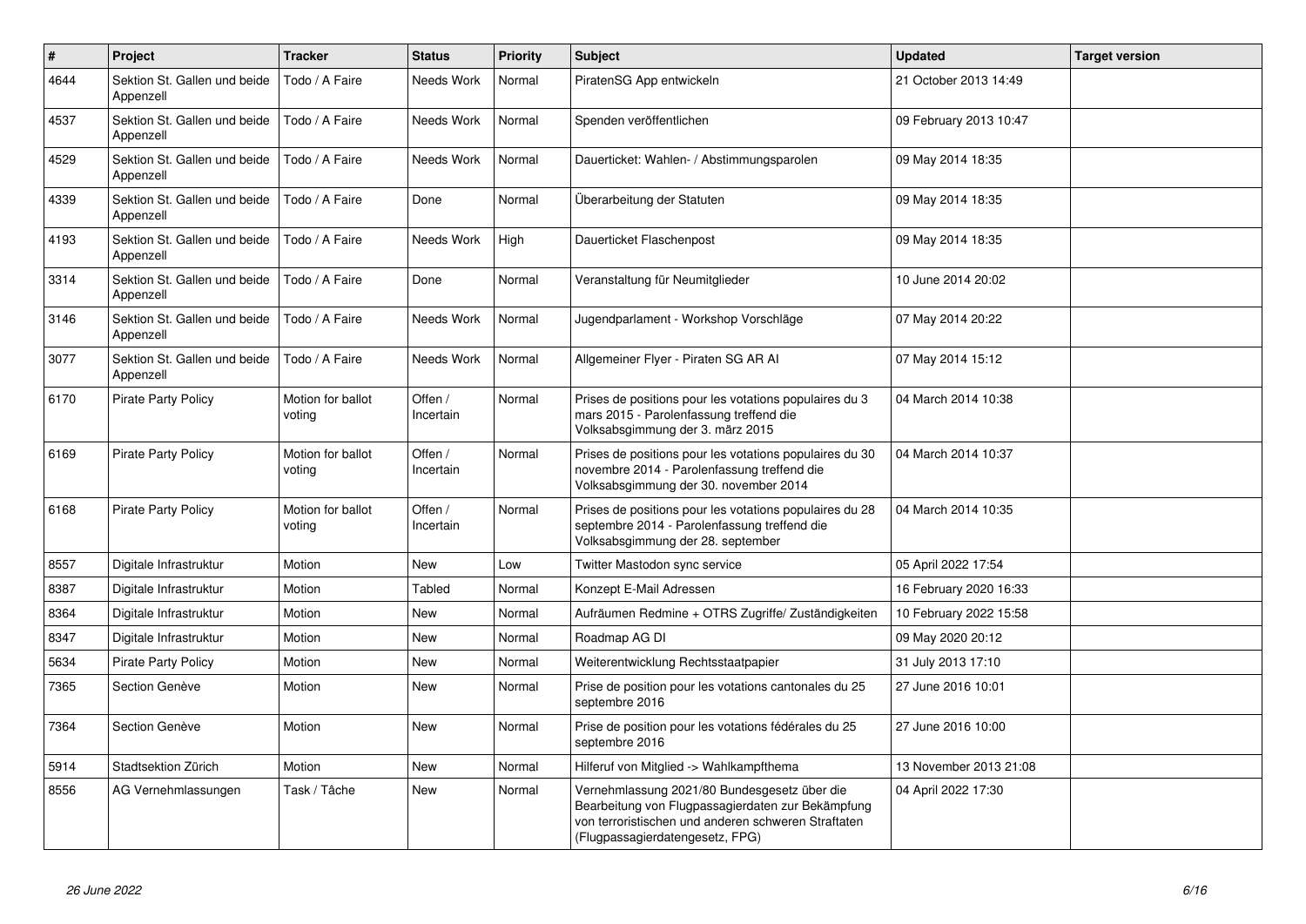| # | Project | Tracker | Status | Priority | Subject | Updated | Target version |
|---|---|---|---|---|---|---|---|
| 4644 | Sektion St. Gallen und beide Appenzell | Todo / A Faire | Needs Work | Normal | PiratenSG App entwickeln | 21 October 2013 14:49 | |
| 4537 | Sektion St. Gallen und beide Appenzell | Todo / A Faire | Needs Work | Normal | Spenden veröffentlichen | 09 February 2013 10:47 | |
| 4529 | Sektion St. Gallen und beide Appenzell | Todo / A Faire | Needs Work | Normal | Dauerticket: Wahlen- / Abstimmungsparolen | 09 May 2014 18:35 | |
| 4339 | Sektion St. Gallen und beide Appenzell | Todo / A Faire | Done | Normal | Überarbeitung der Statuten | 09 May 2014 18:35 | |
| 4193 | Sektion St. Gallen und beide Appenzell | Todo / A Faire | Needs Work | High | Dauerticket Flaschenpost | 09 May 2014 18:35 | |
| 3314 | Sektion St. Gallen und beide Appenzell | Todo / A Faire | Done | Normal | Veranstaltung für Neumitglieder | 10 June 2014 20:02 | |
| 3146 | Sektion St. Gallen und beide Appenzell | Todo / A Faire | Needs Work | Normal | Jugendparlament - Workshop Vorschläge | 07 May 2014 20:22 | |
| 3077 | Sektion St. Gallen und beide Appenzell | Todo / A Faire | Needs Work | Normal | Allgemeiner Flyer - Piraten SG AR AI | 07 May 2014 15:12 | |
| 6170 | Pirate Party Policy | Motion for ballot voting | Offen / Incertain | Normal | Prises de positions pour les votations populaires du 3 mars 2015 - Parolenfassung treffend die Volksabsgimmung der 3. märz 2015 | 04 March 2014 10:38 | |
| 6169 | Pirate Party Policy | Motion for ballot voting | Offen / Incertain | Normal | Prises de positions pour les votations populaires du 30 novembre 2014 - Parolenfassung treffend die Volksabsgimmung der 30. november 2014 | 04 March 2014 10:37 | |
| 6168 | Pirate Party Policy | Motion for ballot voting | Offen / Incertain | Normal | Prises de positions pour les votations populaires du 28 septembre 2014 - Parolenfassung treffend die Volksabsgimmung der 28. september | 04 March 2014 10:35 | |
| 8557 | Digitale Infrastruktur | Motion | New | Low | Twitter Mastodon sync service | 05 April 2022 17:54 | |
| 8387 | Digitale Infrastruktur | Motion | Tabled | Normal | Konzept E-Mail Adressen | 16 February 2020 16:33 | |
| 8364 | Digitale Infrastruktur | Motion | New | Normal | Aufräumen Redmine + OTRS Zugriffe/ Zuständigkeiten | 10 February 2022 15:58 | |
| 8347 | Digitale Infrastruktur | Motion | New | Normal | Roadmap AG DI | 09 May 2020 20:12 | |
| 5634 | Pirate Party Policy | Motion | New | Normal | Weiterentwicklung Rechtsstaatpapier | 31 July 2013 17:10 | |
| 7365 | Section Genève | Motion | New | Normal | Prise de position pour les votations cantonales du 25 septembre 2016 | 27 June 2016 10:01 | |
| 7364 | Section Genève | Motion | New | Normal | Prise de position pour les votations fédérales du 25 septembre 2016 | 27 June 2016 10:00 | |
| 5914 | Stadtsektion Zürich | Motion | New | Normal | Hilferuf von Mitglied -> Wahlkampfthema | 13 November 2013 21:08 | |
| 8556 | AG Vernehmlassungen | Task / Tâche | New | Normal | Vernehmlassung 2021/80 Bundesgesetz über die Bearbeitung von Flugpassagierdaten zur Bekämpfung von terroristischen und anderen schweren Straftaten (Flugpassagierdatengesetz, FPG) | 04 April 2022 17:30 | |

*26 June 2022*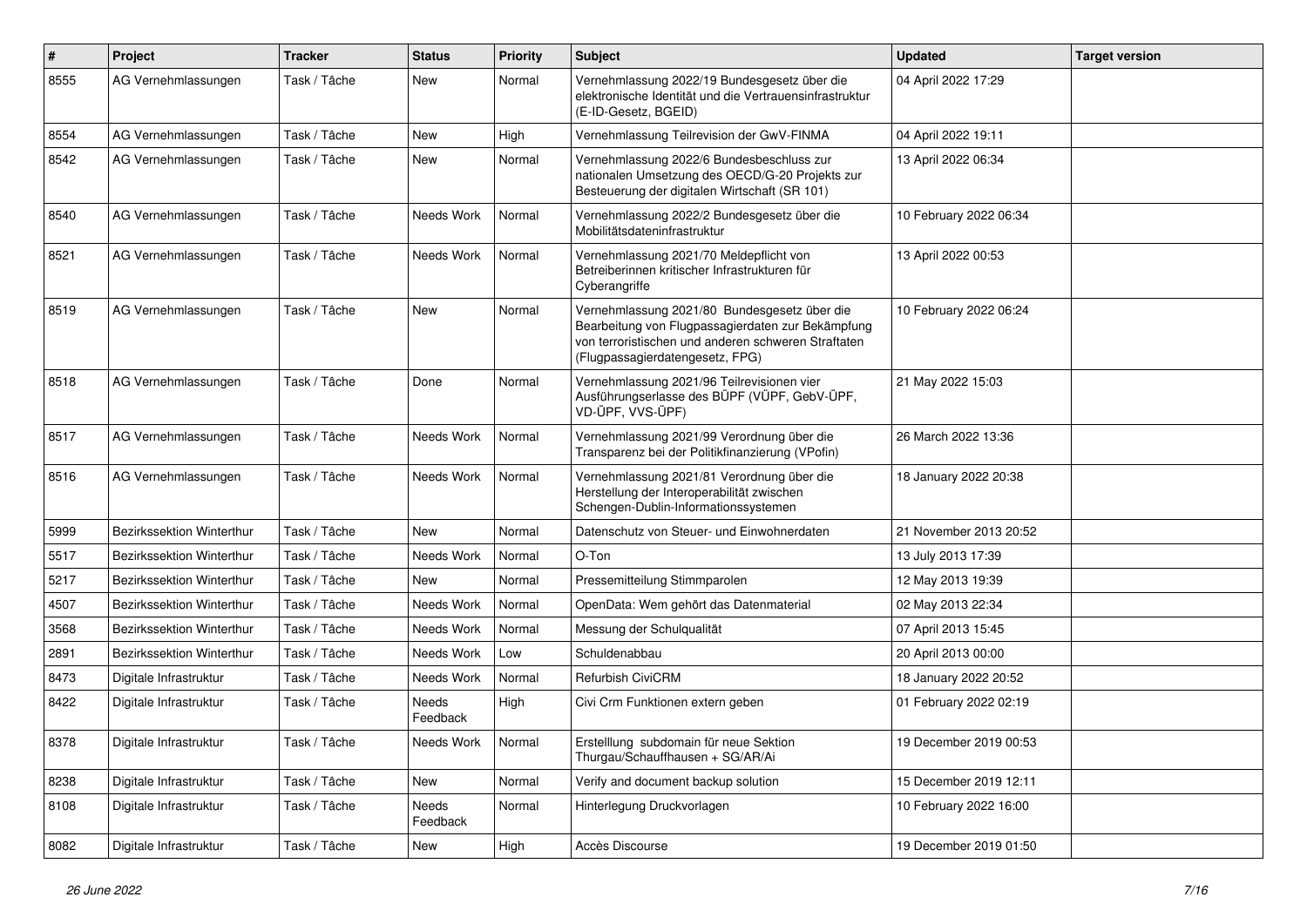| # | Project | Tracker | Status | Priority | Subject | Updated | Target version |
|---|---|---|---|---|---|---|---|
| 8555 | AG Vernehmlassungen | Task / Tâche | New | Normal | Vernehmlassung 2022/19 Bundesgesetz über die elektronische Identität und die Vertrauensinfrastruktur (E-ID-Gesetz, BGEID) | 04 April 2022 17:29 | |
| 8554 | AG Vernehmlassungen | Task / Tâche | New | High | Vernehmlassung Teilrevision der GwV-FINMA | 04 April 2022 19:11 | |
| 8542 | AG Vernehmlassungen | Task / Tâche | New | Normal | Vernehmlassung 2022/6 Bundesbeschluss zur nationalen Umsetzung des OECD/G-20 Projekts zur Besteuerung der digitalen Wirtschaft (SR 101) | 13 April 2022 06:34 | |
| 8540 | AG Vernehmlassungen | Task / Tâche | Needs Work | Normal | Vernehmlassung 2022/2 Bundesgesetz über die Mobilitätsdateninfrastruktur | 10 February 2022 06:34 | |
| 8521 | AG Vernehmlassungen | Task / Tâche | Needs Work | Normal | Vernehmlassung 2021/70 Meldepflicht von Betreiberinnen kritischer Infrastrukturen für Cyberangriffe | 13 April 2022 00:53 | |
| 8519 | AG Vernehmlassungen | Task / Tâche | New | Normal | Vernehmlassung 2021/80 Bundesgesetz über die Bearbeitung von Flugpassagierdaten zur Bekämpfung von terroristischen und anderen schweren Straftaten (Flugpassagierdatengesetz, FPG) | 10 February 2022 06:24 | |
| 8518 | AG Vernehmlassungen | Task / Tâche | Done | Normal | Vernehmlassung 2021/96 Teilrevisionen vier Ausführungserlasse des BÜPF (VÜPF, GebV-ÜPF, VD-ÜPF, VVS-ÜPF) | 21 May 2022 15:03 | |
| 8517 | AG Vernehmlassungen | Task / Tâche | Needs Work | Normal | Vernehmlassung 2021/99 Verordnung über die Transparenz bei der Politikfinanzierung (VPofin) | 26 March 2022 13:36 | |
| 8516 | AG Vernehmlassungen | Task / Tâche | Needs Work | Normal | Vernehmlassung 2021/81 Verordnung über die Herstellung der Interoperabilität zwischen Schengen-Dublin-Informationssystemen | 18 January 2022 20:38 | |
| 5999 | Bezirkssektion Winterthur | Task / Tâche | New | Normal | Datenschutz von Steuer- und Einwohnerdaten | 21 November 2013 20:52 | |
| 5517 | Bezirkssektion Winterthur | Task / Tâche | Needs Work | Normal | O-Ton | 13 July 2013 17:39 | |
| 5217 | Bezirkssektion Winterthur | Task / Tâche | New | Normal | Pressemitteilung Stimmparolen | 12 May 2013 19:39 | |
| 4507 | Bezirkssektion Winterthur | Task / Tâche | Needs Work | Normal | OpenData: Wem gehört das Datenmaterial | 02 May 2013 22:34 | |
| 3568 | Bezirkssektion Winterthur | Task / Tâche | Needs Work | Normal | Messung der Schulqualität | 07 April 2013 15:45 | |
| 2891 | Bezirkssektion Winterthur | Task / Tâche | Needs Work | Low | Schuldenabbau | 20 April 2013 00:00 | |
| 8473 | Digitale Infrastruktur | Task / Tâche | Needs Work | Normal | Refurbish CiviCRM | 18 January 2022 20:52 | |
| 8422 | Digitale Infrastruktur | Task / Tâche | Needs Feedback | High | Civi Crm Funktionen extern geben | 01 February 2022 02:19 | |
| 8378 | Digitale Infrastruktur | Task / Tâche | Needs Work | Normal | Erstelllung subdomain für neue Sektion Thurgau/Schauffhausen + SG/AR/Ai | 19 December 2019 00:53 | |
| 8238 | Digitale Infrastruktur | Task / Tâche | New | Normal | Verify and document backup solution | 15 December 2019 12:11 | |
| 8108 | Digitale Infrastruktur | Task / Tâche | Needs Feedback | Normal | Hinterlegung Druckvorlagen | 10 February 2022 16:00 | |
| 8082 | Digitale Infrastruktur | Task / Tâche | New | High | Accès Discourse | 19 December 2019 01:50 | |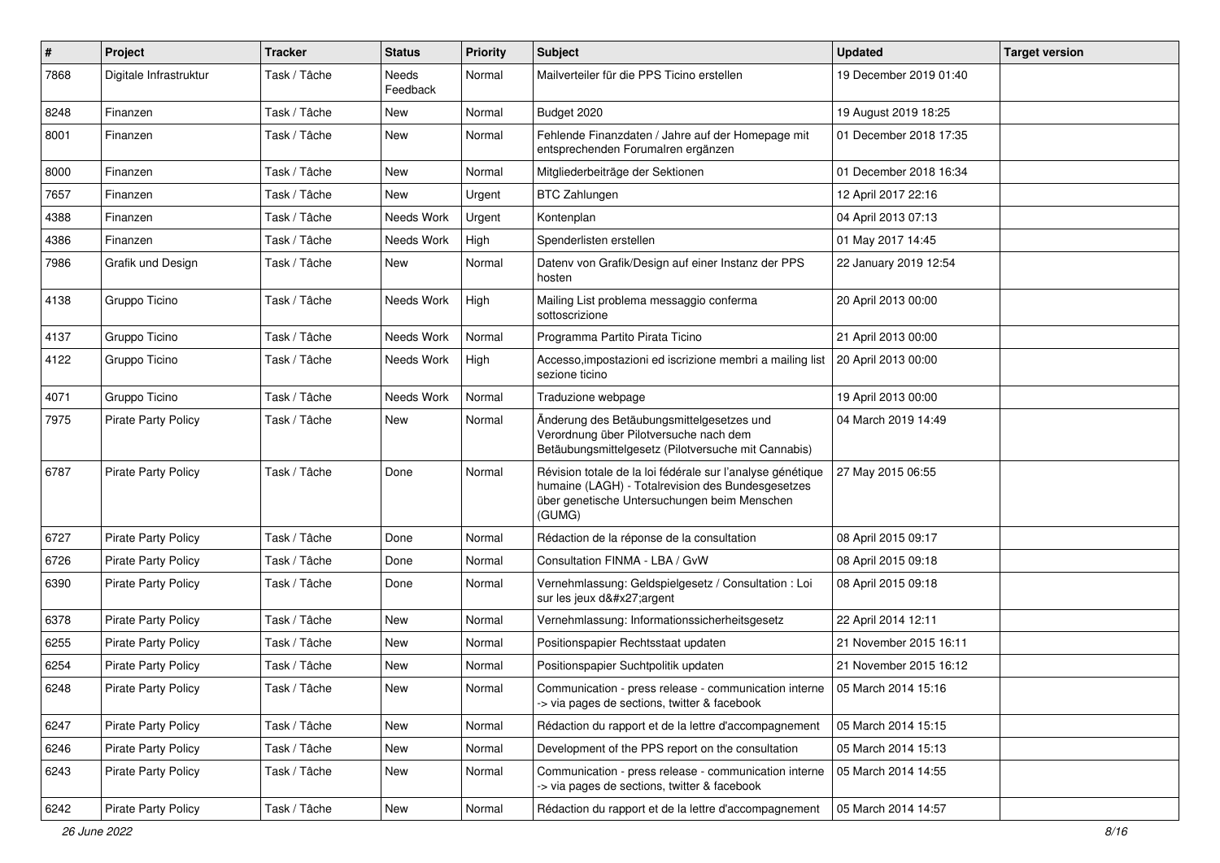| # | Project | Tracker | Status | Priority | Subject | Updated | Target version |
|---|---|---|---|---|---|---|---|
| 7868 | Digitale Infrastruktur | Task / Tâche | Needs Feedback | Normal | Mailverteiler für die PPS Ticino erstellen | 19 December 2019 01:40 | |
| 8248 | Finanzen | Task / Tâche | New | Normal | Budget 2020 | 19 August 2019 18:25 | |
| 8001 | Finanzen | Task / Tâche | New | Normal | Fehlende Finanzdaten / Jahre auf der Homepage mit entsprechenden Forumalren ergänzen | 01 December 2018 17:35 | |
| 8000 | Finanzen | Task / Tâche | New | Normal | Mitgliederbeiträge der Sektionen | 01 December 2018 16:34 | |
| 7657 | Finanzen | Task / Tâche | New | Urgent | BTC Zahlungen | 12 April 2017 22:16 | |
| 4388 | Finanzen | Task / Tâche | Needs Work | Urgent | Kontenplan | 04 April 2013 07:13 | |
| 4386 | Finanzen | Task / Tâche | Needs Work | High | Spenderlisten erstellen | 01 May 2017 14:45 | |
| 7986 | Grafik und Design | Task / Tâche | New | Normal | Datenv von Grafik/Design auf einer Instanz der PPS hosten | 22 January 2019 12:54 | |
| 4138 | Gruppo Ticino | Task / Tâche | Needs Work | High | Mailing List problema messaggio conferma sottoscrizione | 20 April 2013 00:00 | |
| 4137 | Gruppo Ticino | Task / Tâche | Needs Work | Normal | Programma Partito Pirata Ticino | 21 April 2013 00:00 | |
| 4122 | Gruppo Ticino | Task / Tâche | Needs Work | High | Accesso,impostazioni ed iscrizione membri a mailing list sezione ticino | 20 April 2013 00:00 | |
| 4071 | Gruppo Ticino | Task / Tâche | Needs Work | Normal | Traduzione webpage | 19 April 2013 00:00 | |
| 7975 | Pirate Party Policy | Task / Tâche | New | Normal | Änderung des Betäubungsmittelgesetzes und Verordnung über Pilotversuche nach dem Betäubungsmittelgesetz (Pilotversuche mit Cannabis) | 04 March 2019 14:49 | |
| 6787 | Pirate Party Policy | Task / Tâche | Done | Normal | Révision totale de la loi fédérale sur l'analyse génétique humaine (LAGH) - Totalrevision des Bundesgesetzes über genetische Untersuchungen beim Menschen (GUMG) | 27 May 2015 06:55 | |
| 6727 | Pirate Party Policy | Task / Tâche | Done | Normal | Rédaction de la réponse de la consultation | 08 April 2015 09:17 | |
| 6726 | Pirate Party Policy | Task / Tâche | Done | Normal | Consultation FINMA - LBA / GvW | 08 April 2015 09:18 | |
| 6390 | Pirate Party Policy | Task / Tâche | Done | Normal | Vernehmlassung: Geldspielgesetz / Consultation : Loi sur les jeux d&#x27;argent | 08 April 2015 09:18 | |
| 6378 | Pirate Party Policy | Task / Tâche | New | Normal | Vernehmlassung: Informationssicherheitsgesetz | 22 April 2014 12:11 | |
| 6255 | Pirate Party Policy | Task / Tâche | New | Normal | Positionspapier Rechtsstaat updaten | 21 November 2015 16:11 | |
| 6254 | Pirate Party Policy | Task / Tâche | New | Normal | Positionspapier Suchtpolitik updaten | 21 November 2015 16:12 | |
| 6248 | Pirate Party Policy | Task / Tâche | New | Normal | Communication - press release - communication interne -> via pages de sections, twitter & facebook | 05 March 2014 15:16 | |
| 6247 | Pirate Party Policy | Task / Tâche | New | Normal | Rédaction du rapport et de la lettre d'accompagnement | 05 March 2014 15:15 | |
| 6246 | Pirate Party Policy | Task / Tâche | New | Normal | Development of the PPS report on the consultation | 05 March 2014 15:13 | |
| 6243 | Pirate Party Policy | Task / Tâche | New | Normal | Communication - press release - communication interne -> via pages de sections, twitter & facebook | 05 March 2014 14:55 | |
| 6242 | Pirate Party Policy | Task / Tâche | New | Normal | Rédaction du rapport et de la lettre d'accompagnement | 05 March 2014 14:57 | |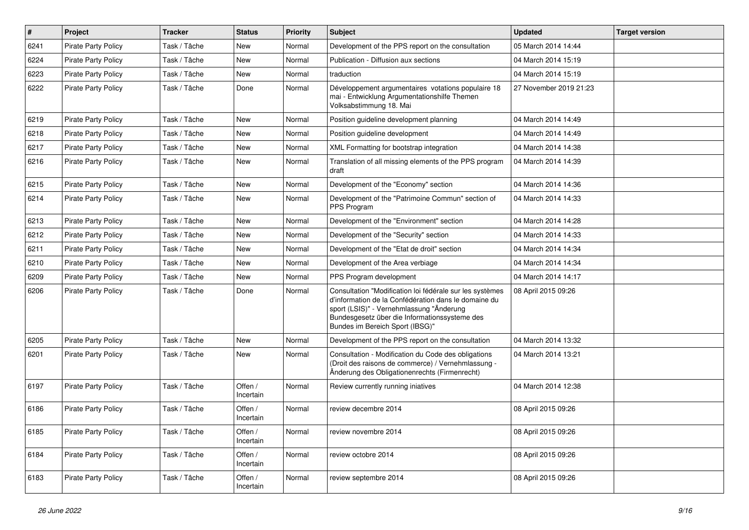| # | Project | Tracker | Status | Priority | Subject | Updated | Target version |
|---|---|---|---|---|---|---|---|
| 6241 | Pirate Party Policy | Task / Tâche | New | Normal | Development of the PPS report on the consultation | 05 March 2014 14:44 | |
| 6224 | Pirate Party Policy | Task / Tâche | New | Normal | Publication - Diffusion aux sections | 04 March 2014 15:19 | |
| 6223 | Pirate Party Policy | Task / Tâche | New | Normal | traduction | 04 March 2014 15:19 | |
| 6222 | Pirate Party Policy | Task / Tâche | Done | Normal | Développement argumentaires votations populaire 18 mai - Entwicklung Argumentationshilfe Themen Volksabstimmung 18. Mai | 27 November 2019 21:23 | |
| 6219 | Pirate Party Policy | Task / Tâche | New | Normal | Position guideline development planning | 04 March 2014 14:49 | |
| 6218 | Pirate Party Policy | Task / Tâche | New | Normal | Position guideline development | 04 March 2014 14:49 | |
| 6217 | Pirate Party Policy | Task / Tâche | New | Normal | XML Formatting for bootstrap integration | 04 March 2014 14:38 | |
| 6216 | Pirate Party Policy | Task / Tâche | New | Normal | Translation of all missing elements of the PPS program draft | 04 March 2014 14:39 | |
| 6215 | Pirate Party Policy | Task / Tâche | New | Normal | Development of the "Economy" section | 04 March 2014 14:36 | |
| 6214 | Pirate Party Policy | Task / Tâche | New | Normal | Development of the "Patrimoine Commun" section of PPS Program | 04 March 2014 14:33 | |
| 6213 | Pirate Party Policy | Task / Tâche | New | Normal | Development of the "Environment" section | 04 March 2014 14:28 | |
| 6212 | Pirate Party Policy | Task / Tâche | New | Normal | Development of the "Security" section | 04 March 2014 14:33 | |
| 6211 | Pirate Party Policy | Task / Tâche | New | Normal | Development of the "Etat de droit" section | 04 March 2014 14:34 | |
| 6210 | Pirate Party Policy | Task / Tâche | New | Normal | Development of the Area verbiage | 04 March 2014 14:34 | |
| 6209 | Pirate Party Policy | Task / Tâche | New | Normal | PPS Program development | 04 March 2014 14:17 | |
| 6206 | Pirate Party Policy | Task / Tâche | Done | Normal | Consultation "Modification loi fédérale sur les systèmes d'information de la Confédération dans le domaine du sport (LSIS)" - Vernehmlassung "Änderung Bundesgesetz über die Informationssysteme des Bundes im Bereich Sport (IBSG)" | 08 April 2015 09:26 | |
| 6205 | Pirate Party Policy | Task / Tâche | New | Normal | Development of the PPS report on the consultation | 04 March 2014 13:32 | |
| 6201 | Pirate Party Policy | Task / Tâche | New | Normal | Consultation - Modification du Code des obligations (Droit des raisons de commerce) / Vernehmlassung - Änderung des Obligationenrechts (Firmenrecht) | 04 March 2014 13:21 | |
| 6197 | Pirate Party Policy | Task / Tâche | Offen / Incertain | Normal | Review currently running iniatives | 04 March 2014 12:38 | |
| 6186 | Pirate Party Policy | Task / Tâche | Offen / Incertain | Normal | review decembre 2014 | 08 April 2015 09:26 | |
| 6185 | Pirate Party Policy | Task / Tâche | Offen / Incertain | Normal | review novembre 2014 | 08 April 2015 09:26 | |
| 6184 | Pirate Party Policy | Task / Tâche | Offen / Incertain | Normal | review octobre 2014 | 08 April 2015 09:26 | |
| 6183 | Pirate Party Policy | Task / Tâche | Offen / Incertain | Normal | review septembre 2014 | 08 April 2015 09:26 | |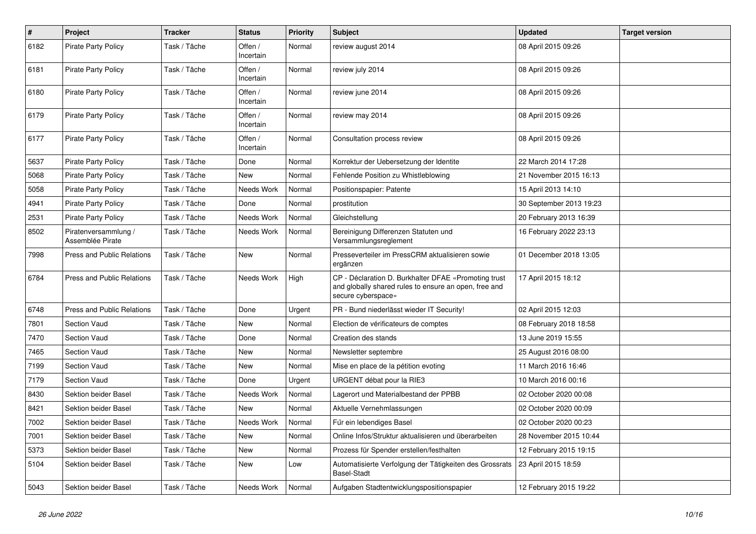| # | Project | Tracker | Status | Priority | Subject | Updated | Target version |
|---|---|---|---|---|---|---|---|
| 6182 | Pirate Party Policy | Task / Tâche | Offen / Incertain | Normal | review august 2014 | 08 April 2015 09:26 | |
| 6181 | Pirate Party Policy | Task / Tâche | Offen / Incertain | Normal | review july 2014 | 08 April 2015 09:26 | |
| 6180 | Pirate Party Policy | Task / Tâche | Offen / Incertain | Normal | review june 2014 | 08 April 2015 09:26 | |
| 6179 | Pirate Party Policy | Task / Tâche | Offen / Incertain | Normal | review may 2014 | 08 April 2015 09:26 | |
| 6177 | Pirate Party Policy | Task / Tâche | Offen / Incertain | Normal | Consultation process review | 08 April 2015 09:26 | |
| 5637 | Pirate Party Policy | Task / Tâche | Done | Normal | Korrektur der Uebersetzung der Identite | 22 March 2014 17:28 | |
| 5068 | Pirate Party Policy | Task / Tâche | New | Normal | Fehlende Position zu Whistleblowing | 21 November 2015 16:13 | |
| 5058 | Pirate Party Policy | Task / Tâche | Needs Work | Normal | Positionspapier: Patente | 15 April 2013 14:10 | |
| 4941 | Pirate Party Policy | Task / Tâche | Done | Normal | prostitution | 30 September 2013 19:23 | |
| 2531 | Pirate Party Policy | Task / Tâche | Needs Work | Normal | Gleichstellung | 20 February 2013 16:39 | |
| 8502 | Piratenversammlung / Assemblée Pirate | Task / Tâche | Needs Work | Normal | Bereinigung Differenzen Statuten und Versammlungsreglement | 16 February 2022 23:13 | |
| 7998 | Press and Public Relations | Task / Tâche | New | Normal | Presseverteiler im PressCRM aktualisieren sowie ergänzen | 01 December 2018 13:05 | |
| 6784 | Press and Public Relations | Task / Tâche | Needs Work | High | CP - Déclaration D. Burkhalter DFAE «Promoting trust and globally shared rules to ensure an open, free and secure cyberspace» | 17 April 2015 18:12 | |
| 6748 | Press and Public Relations | Task / Tâche | Done | Urgent | PR - Bund niederlässt wieder IT Security! | 02 April 2015 12:03 | |
| 7801 | Section Vaud | Task / Tâche | New | Normal | Election de vérificateurs de comptes | 08 February 2018 18:58 | |
| 7470 | Section Vaud | Task / Tâche | Done | Normal | Creation des stands | 13 June 2019 15:55 | |
| 7465 | Section Vaud | Task / Tâche | New | Normal | Newsletter septembre | 25 August 2016 08:00 | |
| 7199 | Section Vaud | Task / Tâche | New | Normal | Mise en place de la pétition evoting | 11 March 2016 16:46 | |
| 7179 | Section Vaud | Task / Tâche | Done | Urgent | URGENT débat pour la RIE3 | 10 March 2016 00:16 | |
| 8430 | Sektion beider Basel | Task / Tâche | Needs Work | Normal | Lagerort und Materialbestand der PPBB | 02 October 2020 00:08 | |
| 8421 | Sektion beider Basel | Task / Tâche | New | Normal | Aktuelle Vernehmlassungen | 02 October 2020 00:09 | |
| 7002 | Sektion beider Basel | Task / Tâche | Needs Work | Normal | Für ein lebendiges Basel | 02 October 2020 00:23 | |
| 7001 | Sektion beider Basel | Task / Tâche | New | Normal | Online Infos/Struktur aktualisieren und überarbeiten | 28 November 2015 10:44 | |
| 5373 | Sektion beider Basel | Task / Tâche | New | Normal | Prozess für Spender erstellen/festhalten | 12 February 2015 19:15 | |
| 5104 | Sektion beider Basel | Task / Tâche | New | Low | Automatisierte Verfolgung der Tätigkeiten des Grossrats Basel-Stadt | 23 April 2015 18:59 | |
| 5043 | Sektion beider Basel | Task / Tâche | Needs Work | Normal | Aufgaben Stadtentwicklungspositionspapier | 12 February 2015 19:22 | |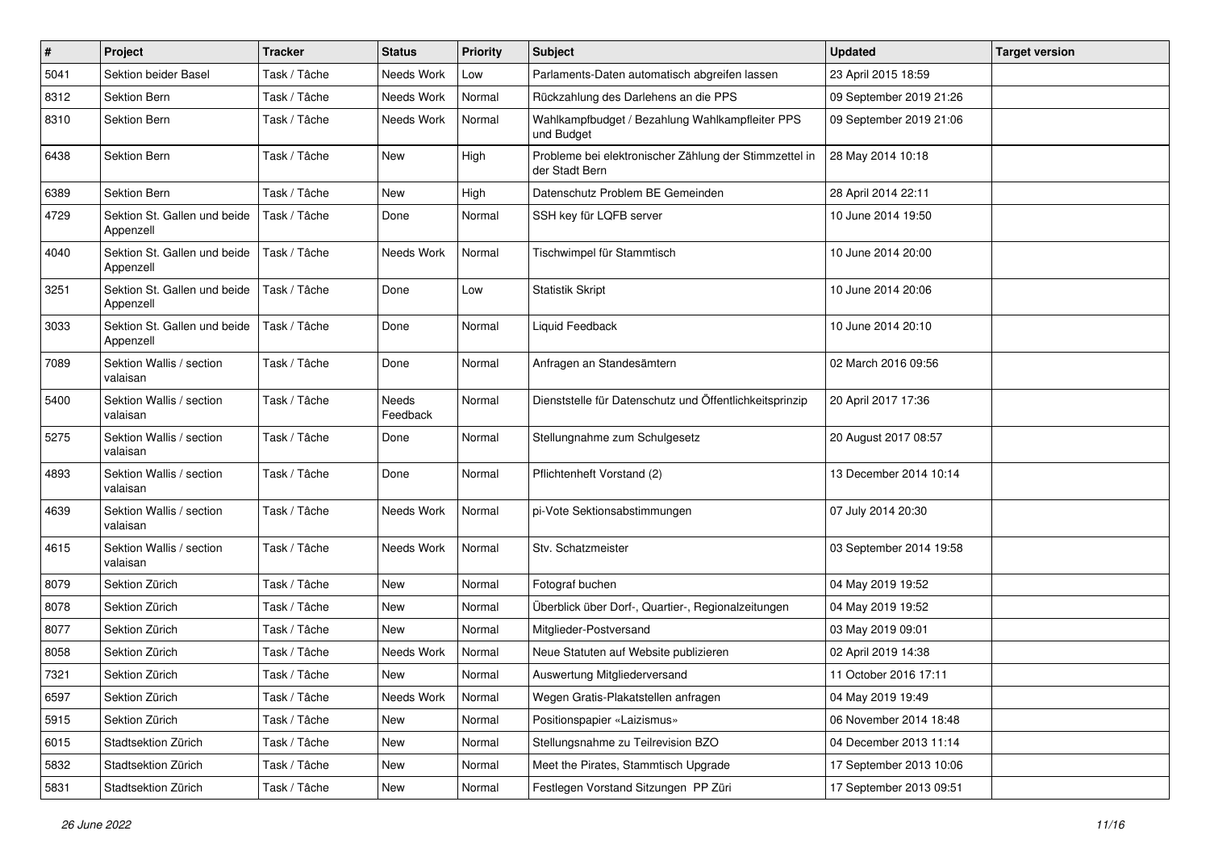| # | Project | Tracker | Status | Priority | Subject | Updated | Target version |
|---|---|---|---|---|---|---|---|
| 5041 | Sektion beider Basel | Task / Tâche | Needs Work | Low | Parlaments-Daten automatisch abgreifen lassen | 23 April 2015 18:59 | |
| 8312 | Sektion Bern | Task / Tâche | Needs Work | Normal | Rückzahlung des Darlehens an die PPS | 09 September 2019 21:26 | |
| 8310 | Sektion Bern | Task / Tâche | Needs Work | Normal | Wahlkampfbudget / Bezahlung Wahlkampfleiter PPS und Budget | 09 September 2019 21:06 | |
| 6438 | Sektion Bern | Task / Tâche | New | High | Probleme bei elektronischer Zählung der Stimmzettel in der Stadt Bern | 28 May 2014 10:18 | |
| 6389 | Sektion Bern | Task / Tâche | New | High | Datenschutz Problem BE Gemeinden | 28 April 2014 22:11 | |
| 4729 | Sektion St. Gallen und beide Appenzell | Task / Tâche | Done | Normal | SSH key für LQFB server | 10 June 2014 19:50 | |
| 4040 | Sektion St. Gallen und beide Appenzell | Task / Tâche | Needs Work | Normal | Tischwimpel für Stammtisch | 10 June 2014 20:00 | |
| 3251 | Sektion St. Gallen und beide Appenzell | Task / Tâche | Done | Low | Statistik Skript | 10 June 2014 20:06 | |
| 3033 | Sektion St. Gallen und beide Appenzell | Task / Tâche | Done | Normal | Liquid Feedback | 10 June 2014 20:10 | |
| 7089 | Sektion Wallis / section valaisan | Task / Tâche | Done | Normal | Anfragen an Standesämtern | 02 March 2016 09:56 | |
| 5400 | Sektion Wallis / section valaisan | Task / Tâche | Needs Feedback | Normal | Dienststelle für Datenschutz und Öffentlichkeitsprinzip | 20 April 2017 17:36 | |
| 5275 | Sektion Wallis / section valaisan | Task / Tâche | Done | Normal | Stellungnahme zum Schulgesetz | 20 August 2017 08:57 | |
| 4893 | Sektion Wallis / section valaisan | Task / Tâche | Done | Normal | Pflichtenheft Vorstand (2) | 13 December 2014 10:14 | |
| 4639 | Sektion Wallis / section valaisan | Task / Tâche | Needs Work | Normal | pi-Vote Sektionsabstimmungen | 07 July 2014 20:30 | |
| 4615 | Sektion Wallis / section valaisan | Task / Tâche | Needs Work | Normal | Stv. Schatzmeister | 03 September 2014 19:58 | |
| 8079 | Sektion Zürich | Task / Tâche | New | Normal | Fotograf buchen | 04 May 2019 19:52 | |
| 8078 | Sektion Zürich | Task / Tâche | New | Normal | Überblick über Dorf-, Quartier-, Regionalzeitungen | 04 May 2019 19:52 | |
| 8077 | Sektion Zürich | Task / Tâche | New | Normal | Mitglieder-Postversand | 03 May 2019 09:01 | |
| 8058 | Sektion Zürich | Task / Tâche | Needs Work | Normal | Neue Statuten auf Website publizieren | 02 April 2019 14:38 | |
| 7321 | Sektion Zürich | Task / Tâche | New | Normal | Auswertung Mitgliederversand | 11 October 2016 17:11 | |
| 6597 | Sektion Zürich | Task / Tâche | Needs Work | Normal | Wegen Gratis-Plakatstellen anfragen | 04 May 2019 19:49 | |
| 5915 | Sektion Zürich | Task / Tâche | New | Normal | Positionspapier «Laizismus» | 06 November 2014 18:48 | |
| 6015 | Stadtsektion Zürich | Task / Tâche | New | Normal | Stellungsnahme zu Teilrevision BZO | 04 December 2013 11:14 | |
| 5832 | Stadtsektion Zürich | Task / Tâche | New | Normal | Meet the Pirates, Stammtisch Upgrade | 17 September 2013 10:06 | |
| 5831 | Stadtsektion Zürich | Task / Tâche | New | Normal | Festlegen Vorstand Sitzungen PP Züri | 17 September 2013 09:51 | |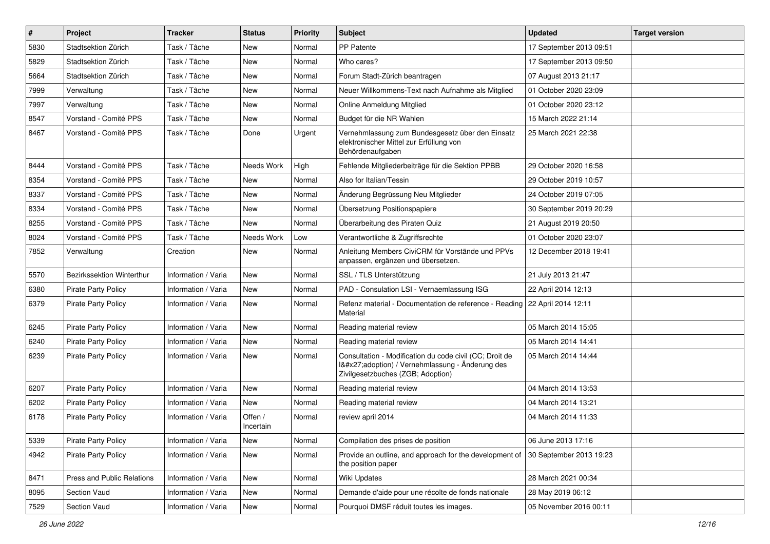| # | Project | Tracker | Status | Priority | Subject | Updated | Target version |
|---|---|---|---|---|---|---|---|
| 5830 | Stadtsektion Zürich | Task / Tâche | New | Normal | PP Patente | 17 September 2013 09:51 | |
| 5829 | Stadtsektion Zürich | Task / Tâche | New | Normal | Who cares? | 17 September 2013 09:50 | |
| 5664 | Stadtsektion Zürich | Task / Tâche | New | Normal | Forum Stadt-Zürich beantragen | 07 August 2013 21:17 | |
| 7999 | Verwaltung | Task / Tâche | New | Normal | Neuer Willkommens-Text nach Aufnahme als Mitglied | 01 October 2020 23:09 | |
| 7997 | Verwaltung | Task / Tâche | New | Normal | Online Anmeldung Mitglied | 01 October 2020 23:12 | |
| 8547 | Vorstand - Comité PPS | Task / Tâche | New | Normal | Budget für die NR Wahlen | 15 March 2022 21:14 | |
| 8467 | Vorstand - Comité PPS | Task / Tâche | Done | Urgent | Vernehmlassung zum Bundesgesetz über den Einsatz elektronischer Mittel zur Erfüllung von Behördenaufgaben | 25 March 2021 22:38 | |
| 8444 | Vorstand - Comité PPS | Task / Tâche | Needs Work | High | Fehlende Mitgliederbeiträge für die Sektion PPBB | 29 October 2020 16:58 | |
| 8354 | Vorstand - Comité PPS | Task / Tâche | New | Normal | Also for Italian/Tessin | 29 October 2019 10:57 | |
| 8337 | Vorstand - Comité PPS | Task / Tâche | New | Normal | Änderung Begrüssung Neu Mitglieder | 24 October 2019 07:05 | |
| 8334 | Vorstand - Comité PPS | Task / Tâche | New | Normal | Übersetzung Positionspapiere | 30 September 2019 20:29 | |
| 8255 | Vorstand - Comité PPS | Task / Tâche | New | Normal | Überarbeitung des Piraten Quiz | 21 August 2019 20:50 | |
| 8024 | Vorstand - Comité PPS | Task / Tâche | Needs Work | Low | Verantwortliche & Zugriffsrechte | 01 October 2020 23:07 | |
| 7852 | Verwaltung | Creation | New | Normal | Anleitung Members CiviCRM für Vorstände und PPVs anpassen, ergänzen und übersetzen. | 12 December 2018 19:41 | |
| 5570 | Bezirkssektion Winterthur | Information / Varia | New | Normal | SSL / TLS Unterstützung | 21 July 2013 21:47 | |
| 6380 | Pirate Party Policy | Information / Varia | New | Normal | PAD - Consulation LSI - Vernaemlassung ISG | 22 April 2014 12:13 | |
| 6379 | Pirate Party Policy | Information / Varia | New | Normal | Refenz material - Documentation de reference - Reading Material | 22 April 2014 12:11 | |
| 6245 | Pirate Party Policy | Information / Varia | New | Normal | Reading material review | 05 March 2014 15:05 | |
| 6240 | Pirate Party Policy | Information / Varia | New | Normal | Reading material review | 05 March 2014 14:41 | |
| 6239 | Pirate Party Policy | Information / Varia | New | Normal | Consultation - Modification du code civil (CC; Droit de l&#x27;adoption) / Vernehmlassung - Änderung des Zivilgesetzbuches (ZGB; Adoption) | 05 March 2014 14:44 | |
| 6207 | Pirate Party Policy | Information / Varia | New | Normal | Reading material review | 04 March 2014 13:53 | |
| 6202 | Pirate Party Policy | Information / Varia | New | Normal | Reading material review | 04 March 2014 13:21 | |
| 6178 | Pirate Party Policy | Information / Varia | Offen / Incertain | Normal | review april 2014 | 04 March 2014 11:33 | |
| 5339 | Pirate Party Policy | Information / Varia | New | Normal | Compilation des prises de position | 06 June 2013 17:16 | |
| 4942 | Pirate Party Policy | Information / Varia | New | Normal | Provide an outline, and approach for the development of the position paper | 30 September 2013 19:23 | |
| 8471 | Press and Public Relations | Information / Varia | New | Normal | Wiki Updates | 28 March 2021 00:34 | |
| 8095 | Section Vaud | Information / Varia | New | Normal | Demande d'aide pour une récolte de fonds nationale | 28 May 2019 06:12 | |
| 7529 | Section Vaud | Information / Varia | New | Normal | Pourquoi DMSF réduit toutes les images. | 05 November 2016 00:11 | |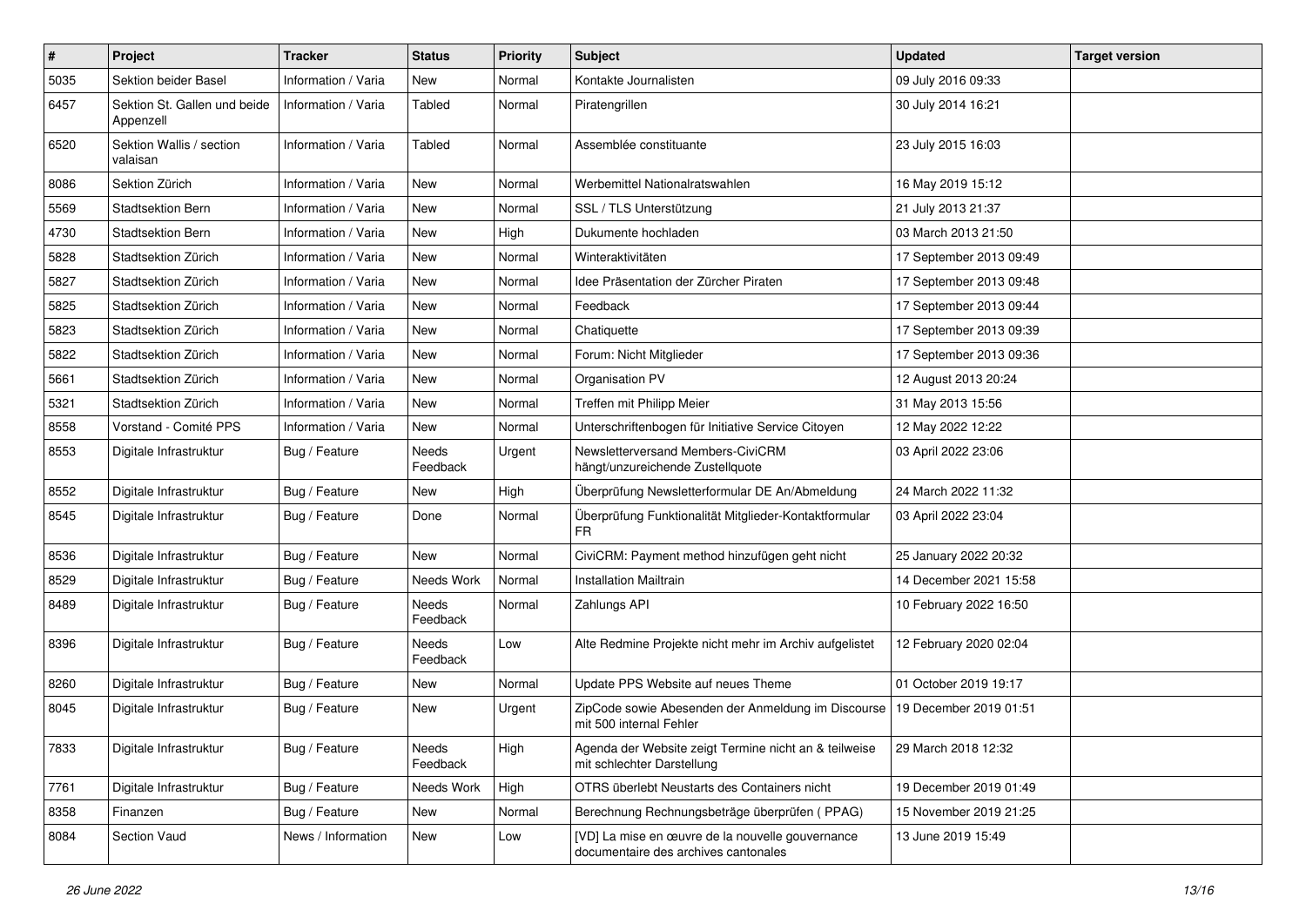| # | Project | Tracker | Status | Priority | Subject | Updated | Target version |
|---|---|---|---|---|---|---|---|
| 5035 | Sektion beider Basel | Information / Varia | New | Normal | Kontakte Journalisten | 09 July 2016 09:33 | |
| 6457 | Sektion St. Gallen und beide Appenzell | Information / Varia | Tabled | Normal | Piratengrillen | 30 July 2014 16:21 | |
| 6520 | Sektion Wallis / section valaisan | Information / Varia | Tabled | Normal | Assemblée constituante | 23 July 2015 16:03 | |
| 8086 | Sektion Zürich | Information / Varia | New | Normal | Werbemittel Nationalratswahlen | 16 May 2019 15:12 | |
| 5569 | Stadtsektion Bern | Information / Varia | New | Normal | SSL / TLS Unterstützung | 21 July 2013 21:37 | |
| 4730 | Stadtsektion Bern | Information / Varia | New | High | Dukumente hochladen | 03 March 2013 21:50 | |
| 5828 | Stadtsektion Zürich | Information / Varia | New | Normal | Winteraktivitäten | 17 September 2013 09:49 | |
| 5827 | Stadtsektion Zürich | Information / Varia | New | Normal | Idee Präsentation der Zürcher Piraten | 17 September 2013 09:48 | |
| 5825 | Stadtsektion Zürich | Information / Varia | New | Normal | Feedback | 17 September 2013 09:44 | |
| 5823 | Stadtsektion Zürich | Information / Varia | New | Normal | Chatiquette | 17 September 2013 09:39 | |
| 5822 | Stadtsektion Zürich | Information / Varia | New | Normal | Forum: Nicht Mitglieder | 17 September 2013 09:36 | |
| 5661 | Stadtsektion Zürich | Information / Varia | New | Normal | Organisation PV | 12 August 2013 20:24 | |
| 5321 | Stadtsektion Zürich | Information / Varia | New | Normal | Treffen mit Philipp Meier | 31 May 2013 15:56 | |
| 8558 | Vorstand - Comité PPS | Information / Varia | New | Normal | Unterschriftenbogen für Initiative Service Citoyen | 12 May 2022 12:22 | |
| 8553 | Digitale Infrastruktur | Bug / Feature | Needs Feedback | Urgent | Newsletterversand Members-CiviCRM hängt/unzureichende Zustellquote | 03 April 2022 23:06 | |
| 8552 | Digitale Infrastruktur | Bug / Feature | New | High | Überprüfung Newsletterformular DE An/Abmeldung | 24 March 2022 11:32 | |
| 8545 | Digitale Infrastruktur | Bug / Feature | Done | Normal | Überprüfung Funktionalität Mitglieder-Kontaktformular FR | 03 April 2022 23:04 | |
| 8536 | Digitale Infrastruktur | Bug / Feature | New | Normal | CiviCRM: Payment method hinzufügen geht nicht | 25 January 2022 20:32 | |
| 8529 | Digitale Infrastruktur | Bug / Feature | Needs Work | Normal | Installation Mailtrain | 14 December 2021 15:58 | |
| 8489 | Digitale Infrastruktur | Bug / Feature | Needs Feedback | Normal | Zahlungs API | 10 February 2022 16:50 | |
| 8396 | Digitale Infrastruktur | Bug / Feature | Needs Feedback | Low | Alte Redmine Projekte nicht mehr im Archiv aufgelistet | 12 February 2020 02:04 | |
| 8260 | Digitale Infrastruktur | Bug / Feature | New | Normal | Update PPS Website auf neues Theme | 01 October 2019 19:17 | |
| 8045 | Digitale Infrastruktur | Bug / Feature | New | Urgent | ZipCode sowie Abesenden der Anmeldung im Discourse mit 500 internal Fehler | 19 December 2019 01:51 | |
| 7833 | Digitale Infrastruktur | Bug / Feature | Needs Feedback | High | Agenda der Website zeigt Termine nicht an & teilweise mit schlechter Darstellung | 29 March 2018 12:32 | |
| 7761 | Digitale Infrastruktur | Bug / Feature | Needs Work | High | OTRS überlebt Neustarts des Containers nicht | 19 December 2019 01:49 | |
| 8358 | Finanzen | Bug / Feature | New | Normal | Berechnung Rechnungsbeträge überprüfen ( PPAG) | 15 November 2019 21:25 | |
| 8084 | Section Vaud | News / Information | New | Low | [VD] La mise en œuvre de la nouvelle gouvernance documentaire des archives cantonales | 13 June 2019 15:49 | |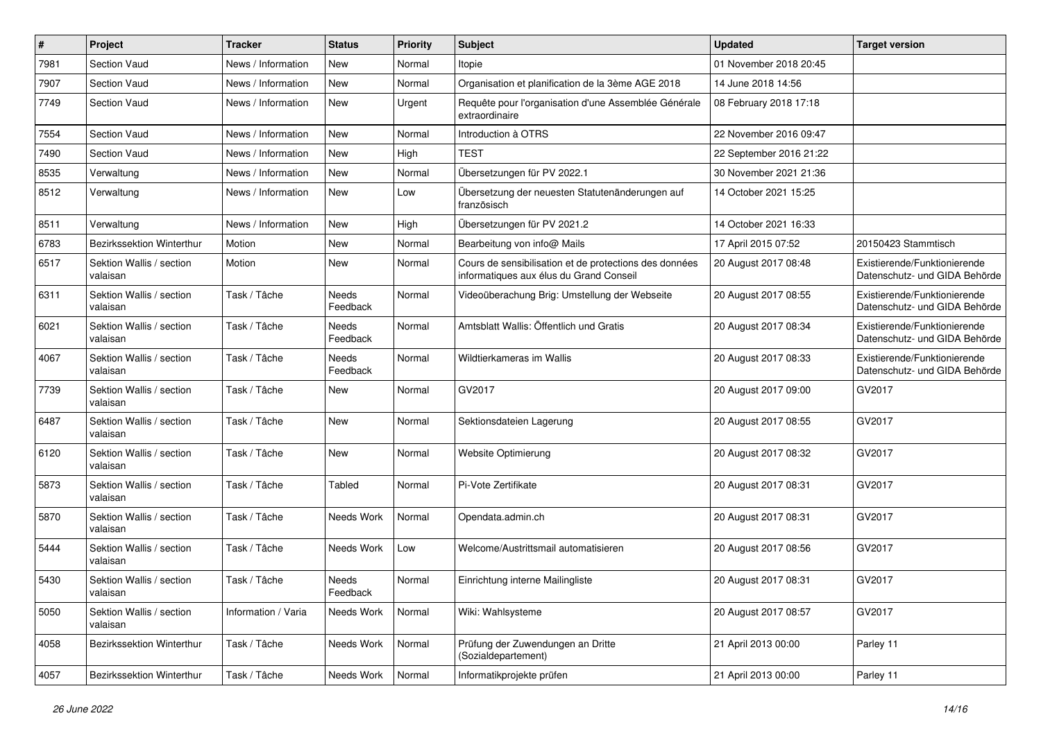| # | Project | Tracker | Status | Priority | Subject | Updated | Target version |
|---|---|---|---|---|---|---|---|
| 7981 | Section Vaud | News / Information | New | Normal | Itopie | 01 November 2018 20:45 | |
| 7907 | Section Vaud | News / Information | New | Normal | Organisation et planification de la 3ème AGE 2018 | 14 June 2018 14:56 | |
| 7749 | Section Vaud | News / Information | New | Urgent | Requête pour l'organisation d'une Assemblée Générale extraordinaire | 08 February 2018 17:18 | |
| 7554 | Section Vaud | News / Information | New | Normal | Introduction à OTRS | 22 November 2016 09:47 | |
| 7490 | Section Vaud | News / Information | New | High | TEST | 22 September 2016 21:22 | |
| 8535 | Verwaltung | News / Information | New | Normal | Übersetzungen für PV 2022.1 | 30 November 2021 21:36 | |
| 8512 | Verwaltung | News / Information | New | Low | Übersetzung der neuesten Statutenänderungen auf französisch | 14 October 2021 15:25 | |
| 8511 | Verwaltung | News / Information | New | High | Übersetzungen für PV 2021.2 | 14 October 2021 16:33 | |
| 6783 | Bezirkssektion Winterthur | Motion | New | Normal | Bearbeitung von info@ Mails | 17 April 2015 07:52 | 20150423 Stammtisch |
| 6517 | Sektion Wallis / section valaisan | Motion | New | Normal | Cours de sensibilisation et de protections des données informatiques aux élus du Grand Conseil | 20 August 2017 08:48 | Existierende/Funktionierende Datenschutz- und GIDA Behörde |
| 6311 | Sektion Wallis / section valaisan | Task / Tâche | Needs Feedback | Normal | Videoüberachung Brig: Umstellung der Webseite | 20 August 2017 08:55 | Existierende/Funktionierende Datenschutz- und GIDA Behörde |
| 6021 | Sektion Wallis / section valaisan | Task / Tâche | Needs Feedback | Normal | Amtsblatt Wallis: Öffentlich und Gratis | 20 August 2017 08:34 | Existierende/Funktionierende Datenschutz- und GIDA Behörde |
| 4067 | Sektion Wallis / section valaisan | Task / Tâche | Needs Feedback | Normal | Wildtierkameras im Wallis | 20 August 2017 08:33 | Existierende/Funktionierende Datenschutz- und GIDA Behörde |
| 7739 | Sektion Wallis / section valaisan | Task / Tâche | New | Normal | GV2017 | 20 August 2017 09:00 | GV2017 |
| 6487 | Sektion Wallis / section valaisan | Task / Tâche | New | Normal | Sektionsdateien Lagerung | 20 August 2017 08:55 | GV2017 |
| 6120 | Sektion Wallis / section valaisan | Task / Tâche | New | Normal | Website Optimierung | 20 August 2017 08:32 | GV2017 |
| 5873 | Sektion Wallis / section valaisan | Task / Tâche | Tabled | Normal | Pi-Vote Zertifikate | 20 August 2017 08:31 | GV2017 |
| 5870 | Sektion Wallis / section valaisan | Task / Tâche | Needs Work | Normal | Opendata.admin.ch | 20 August 2017 08:31 | GV2017 |
| 5444 | Sektion Wallis / section valaisan | Task / Tâche | Needs Work | Low | Welcome/Austrittsmail automatisieren | 20 August 2017 08:56 | GV2017 |
| 5430 | Sektion Wallis / section valaisan | Task / Tâche | Needs Feedback | Normal | Einrichtung interne Mailingliste | 20 August 2017 08:31 | GV2017 |
| 5050 | Sektion Wallis / section valaisan | Information / Varia | Needs Work | Normal | Wiki: Wahlsysteme | 20 August 2017 08:57 | GV2017 |
| 4058 | Bezirkssektion Winterthur | Task / Tâche | Needs Work | Normal | Prüfung der Zuwendungen an Dritte (Sozialdepartement) | 21 April 2013 00:00 | Parley 11 |
| 4057 | Bezirkssektion Winterthur | Task / Tâche | Needs Work | Normal | Informatikprojekte prüfen | 21 April 2013 00:00 | Parley 11 |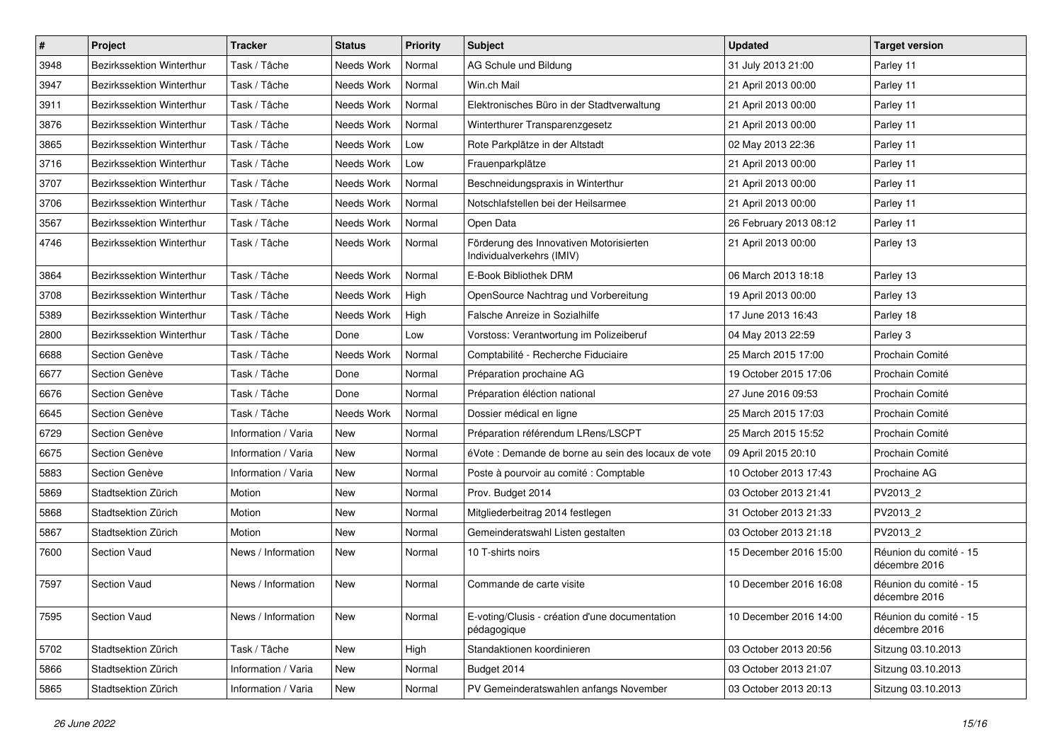| # | Project | Tracker | Status | Priority | Subject | Updated | Target version |
|---|---|---|---|---|---|---|---|
| 3948 | Bezirkssektion Winterthur | Task / Tâche | Needs Work | Normal | AG Schule und Bildung | 31 July 2013 21:00 | Parley 11 |
| 3947 | Bezirkssektion Winterthur | Task / Tâche | Needs Work | Normal | Win.ch Mail | 21 April 2013 00:00 | Parley 11 |
| 3911 | Bezirkssektion Winterthur | Task / Tâche | Needs Work | Normal | Elektronisches Büro in der Stadtverwaltung | 21 April 2013 00:00 | Parley 11 |
| 3876 | Bezirkssektion Winterthur | Task / Tâche | Needs Work | Normal | Winterthurer Transparenzgesetz | 21 April 2013 00:00 | Parley 11 |
| 3865 | Bezirkssektion Winterthur | Task / Tâche | Needs Work | Low | Rote Parkplätze in der Altstadt | 02 May 2013 22:36 | Parley 11 |
| 3716 | Bezirkssektion Winterthur | Task / Tâche | Needs Work | Low | Frauenparkplätze | 21 April 2013 00:00 | Parley 11 |
| 3707 | Bezirkssektion Winterthur | Task / Tâche | Needs Work | Normal | Beschneidungspraxis in Winterthur | 21 April 2013 00:00 | Parley 11 |
| 3706 | Bezirkssektion Winterthur | Task / Tâche | Needs Work | Normal | Notschlafstellen bei der Heilsarmee | 21 April 2013 00:00 | Parley 11 |
| 3567 | Bezirkssektion Winterthur | Task / Tâche | Needs Work | Normal | Open Data | 26 February 2013 08:12 | Parley 11 |
| 4746 | Bezirkssektion Winterthur | Task / Tâche | Needs Work | Normal | Förderung des Innovativen Motorisierten Individualverkehrs (IMIV) | 21 April 2013 00:00 | Parley 13 |
| 3864 | Bezirkssektion Winterthur | Task / Tâche | Needs Work | Normal | E-Book Bibliothek DRM | 06 March 2013 18:18 | Parley 13 |
| 3708 | Bezirkssektion Winterthur | Task / Tâche | Needs Work | High | OpenSource Nachtrag und Vorbereitung | 19 April 2013 00:00 | Parley 13 |
| 5389 | Bezirkssektion Winterthur | Task / Tâche | Needs Work | High | Falsche Anreize in Sozialhilfe | 17 June 2013 16:43 | Parley 18 |
| 2800 | Bezirkssektion Winterthur | Task / Tâche | Done | Low | Vorstoss: Verantwortung im Polizeiberuf | 04 May 2013 22:59 | Parley 3 |
| 6688 | Section Genève | Task / Tâche | Needs Work | Normal | Comptabilité - Recherche Fiduciaire | 25 March 2015 17:00 | Prochain Comité |
| 6677 | Section Genève | Task / Tâche | Done | Normal | Préparation prochaine AG | 19 October 2015 17:06 | Prochain Comité |
| 6676 | Section Genève | Task / Tâche | Done | Normal | Préparation éléction national | 27 June 2016 09:53 | Prochain Comité |
| 6645 | Section Genève | Task / Tâche | Needs Work | Normal | Dossier médical en ligne | 25 March 2015 17:03 | Prochain Comité |
| 6729 | Section Genève | Information / Varia | New | Normal | Préparation référendum LRens/LSCPT | 25 March 2015 15:52 | Prochain Comité |
| 6675 | Section Genève | Information / Varia | New | Normal | éVote : Demande de borne au sein des locaux de vote | 09 April 2015 20:10 | Prochain Comité |
| 5883 | Section Genève | Information / Varia | New | Normal | Poste à pourvoir au comité : Comptable | 10 October 2013 17:43 | Prochaine AG |
| 5869 | Stadtsektion Zürich | Motion | New | Normal | Prov. Budget 2014 | 03 October 2013 21:41 | PV2013_2 |
| 5868 | Stadtsektion Zürich | Motion | New | Normal | Mitgliederbeitrag 2014 festlegen | 31 October 2013 21:33 | PV2013_2 |
| 5867 | Stadtsektion Zürich | Motion | New | Normal | Gemeinderatswahl Listen gestalten | 03 October 2013 21:18 | PV2013_2 |
| 7600 | Section Vaud | News / Information | New | Normal | 10 T-shirts noirs | 15 December 2016 15:00 | Réunion du comité - 15 décembre 2016 |
| 7597 | Section Vaud | News / Information | New | Normal | Commande de carte visite | 10 December 2016 16:08 | Réunion du comité - 15 décembre 2016 |
| 7595 | Section Vaud | News / Information | New | Normal | E-voting/Clusis - création d'une documentation pédagogique | 10 December 2016 14:00 | Réunion du comité - 15 décembre 2016 |
| 5702 | Stadtsektion Zürich | Task / Tâche | New | High | Standaktionen koordinieren | 03 October 2013 20:56 | Sitzung 03.10.2013 |
| 5866 | Stadtsektion Zürich | Information / Varia | New | Normal | Budget 2014 | 03 October 2013 21:07 | Sitzung 03.10.2013 |
| 5865 | Stadtsektion Zürich | Information / Varia | New | Normal | PV Gemeinderatswahlen anfangs November | 03 October 2013 20:13 | Sitzung 03.10.2013 |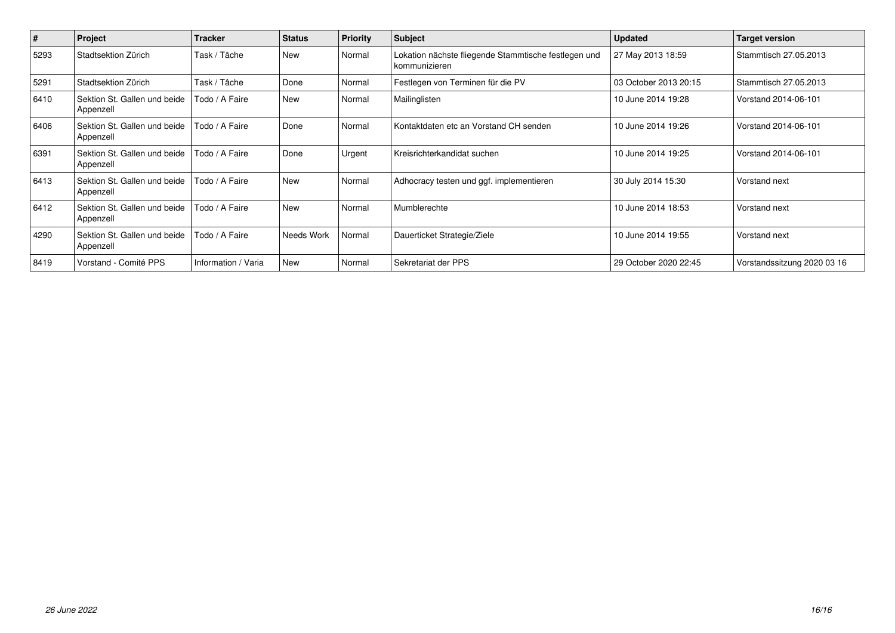| # | Project | Tracker | Status | Priority | Subject | Updated | Target version |
|---|---|---|---|---|---|---|---|
| 5293 | Stadtsektion Zürich | Task / Tâche | New | Normal | Lokation nächste fliegende Stammtische festlegen und kommunizieren | 27 May 2013 18:59 | Stammtisch 27.05.2013 |
| 5291 | Stadtsektion Zürich | Task / Tâche | Done | Normal | Festlegen von Terminen für die PV | 03 October 2013 20:15 | Stammtisch 27.05.2013 |
| 6410 | Sektion St. Gallen und beide Appenzell | Todo / A Faire | New | Normal | Mailinglisten | 10 June 2014 19:28 | Vorstand 2014-06-101 |
| 6406 | Sektion St. Gallen und beide Appenzell | Todo / A Faire | Done | Normal | Kontaktdaten etc an Vorstand CH senden | 10 June 2014 19:26 | Vorstand 2014-06-101 |
| 6391 | Sektion St. Gallen und beide Appenzell | Todo / A Faire | Done | Urgent | Kreisrichterkandidat suchen | 10 June 2014 19:25 | Vorstand 2014-06-101 |
| 6413 | Sektion St. Gallen und beide Appenzell | Todo / A Faire | New | Normal | Adhocracy testen und ggf. implementieren | 30 July 2014 15:30 | Vorstand next |
| 6412 | Sektion St. Gallen und beide Appenzell | Todo / A Faire | New | Normal | Mumblerechte | 10 June 2014 18:53 | Vorstand next |
| 4290 | Sektion St. Gallen und beide Appenzell | Todo / A Faire | Needs Work | Normal | Dauerticket Strategie/Ziele | 10 June 2014 19:55 | Vorstand next |
| 8419 | Vorstand - Comité PPS | Information / Varia | New | Normal | Sekretariat der PPS | 29 October 2020 22:45 | Vorstandssitzung 2020 03 16 |